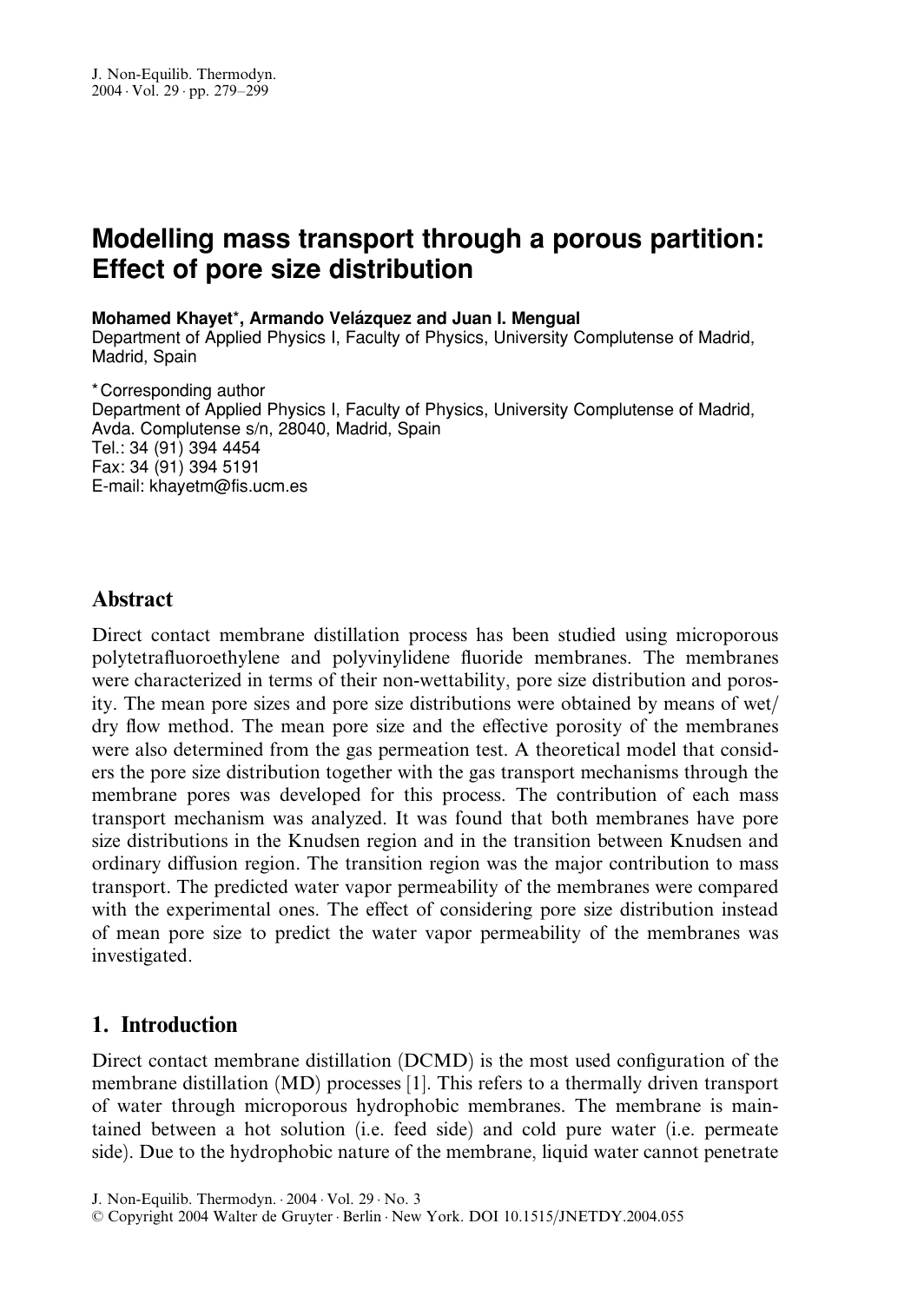# Modelling mass transport through a porous partition: Effect of pore size distribution

**Mohamed Khayet*, Armando Velázquez and Juan I. Mengual**
Department of Applied Physics I, Faculty of Physics, University Complutense of Madrid, Madrid, Spain

*Corresponding author
Department of Applied Physics I, Faculty of Physics, University Complutense of Madrid, Avda. Complutense s/n, 28040, Madrid, Spain
Tel.: 34 (91) 394 4454
Fax: 34 (91) 394 5191
E-mail: khayetm@fis.ucm.es

## Abstract

Direct contact membrane distillation process has been studied using microporous polytetrafluoroethylene and polyvinylidene fluoride membranes. The membranes were characterized in terms of their non-wettability, pore size distribution and porosity. The mean pore sizes and pore size distributions were obtained by means of wet/dry flow method. The mean pore size and the effective porosity of the membranes were also determined from the gas permeation test. A theoretical model that considers the pore size distribution together with the gas transport mechanisms through the membrane pores was developed for this process. The contribution of each mass transport mechanism was analyzed. It was found that both membranes have pore size distributions in the Knudsen region and in the transition between Knudsen and ordinary diffusion region. The transition region was the major contribution to mass transport. The predicted water vapor permeability of the membranes were compared with the experimental ones. The effect of considering pore size distribution instead of mean pore size to predict the water vapor permeability of the membranes was investigated.

## 1. Introduction

Direct contact membrane distillation (DCMD) is the most used configuration of the membrane distillation (MD) processes [1]. This refers to a thermally driven transport of water through microporous hydrophobic membranes. The membrane is maintained between a hot solution (i.e. feed side) and cold pure water (i.e. permeate side). Due to the hydrophobic nature of the membrane, liquid water cannot penetrate

© Copyright 2004 Walter de Gruyter · Berlin · New York. DOI 10.1515/JNETDY.2004.055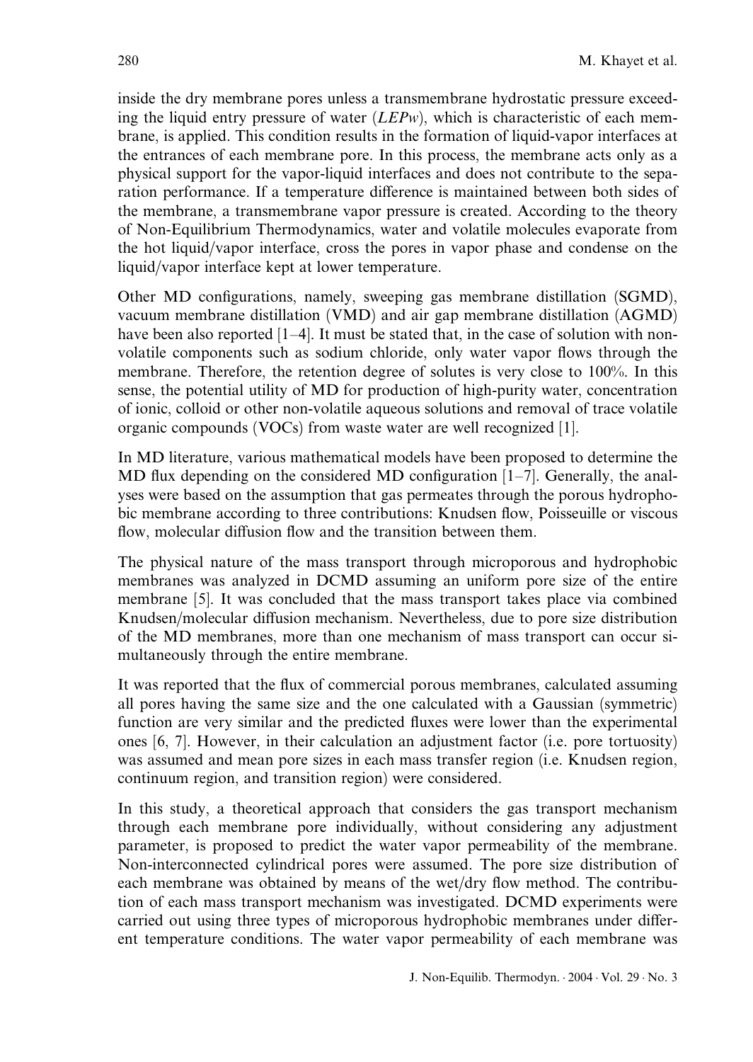inside the dry membrane pores unless a transmembrane hydrostatic pressure exceeding the liquid entry pressure of water (*LEPw*), which is characteristic of each membrane, is applied. This condition results in the formation of liquid-vapor interfaces at the entrances of each membrane pore. In this process, the membrane acts only as a physical support for the vapor-liquid interfaces and does not contribute to the separation performance. If a temperature difference is maintained between both sides of the membrane, a transmembrane vapor pressure is created. According to the theory of Non-Equilibrium Thermodynamics, water and volatile molecules evaporate from the hot liquid/vapor interface, cross the pores in vapor phase and condense on the liquid/vapor interface kept at lower temperature.

Other MD configurations, namely, sweeping gas membrane distillation (SGMD), vacuum membrane distillation (VMD) and air gap membrane distillation (AGMD) have been also reported [1–4]. It must be stated that, in the case of solution with non-volatile components such as sodium chloride, only water vapor flows through the membrane. Therefore, the retention degree of solutes is very close to 100%. In this sense, the potential utility of MD for production of high-purity water, concentration of ionic, colloid or other non-volatile aqueous solutions and removal of trace volatile organic compounds (VOCs) from waste water are well recognized [1].

In MD literature, various mathematical models have been proposed to determine the MD flux depending on the considered MD configuration [1–7]. Generally, the analyses were based on the assumption that gas permeates through the porous hydrophobic membrane according to three contributions: Knudsen flow, Poisseuille or viscous flow, molecular diffusion flow and the transition between them.

The physical nature of the mass transport through microporous and hydrophobic membranes was analyzed in DCMD assuming an uniform pore size of the entire membrane [5]. It was concluded that the mass transport takes place via combined Knudsen/molecular diffusion mechanism. Nevertheless, due to pore size distribution of the MD membranes, more than one mechanism of mass transport can occur simultaneously through the entire membrane.

It was reported that the flux of commercial porous membranes, calculated assuming all pores having the same size and the one calculated with a Gaussian (symmetric) function are very similar and the predicted fluxes were lower than the experimental ones [6, 7]. However, in their calculation an adjustment factor (i.e. pore tortuosity) was assumed and mean pore sizes in each mass transfer region (i.e. Knudsen region, continuum region, and transition region) were considered.

In this study, a theoretical approach that considers the gas transport mechanism through each membrane pore individually, without considering any adjustment parameter, is proposed to predict the water vapor permeability of the membrane. Non-interconnected cylindrical pores were assumed. The pore size distribution of each membrane was obtained by means of the wet/dry flow method. The contribution of each mass transport mechanism was investigated. DCMD experiments were carried out using three types of microporous hydrophobic membranes under different temperature conditions. The water vapor permeability of each membrane was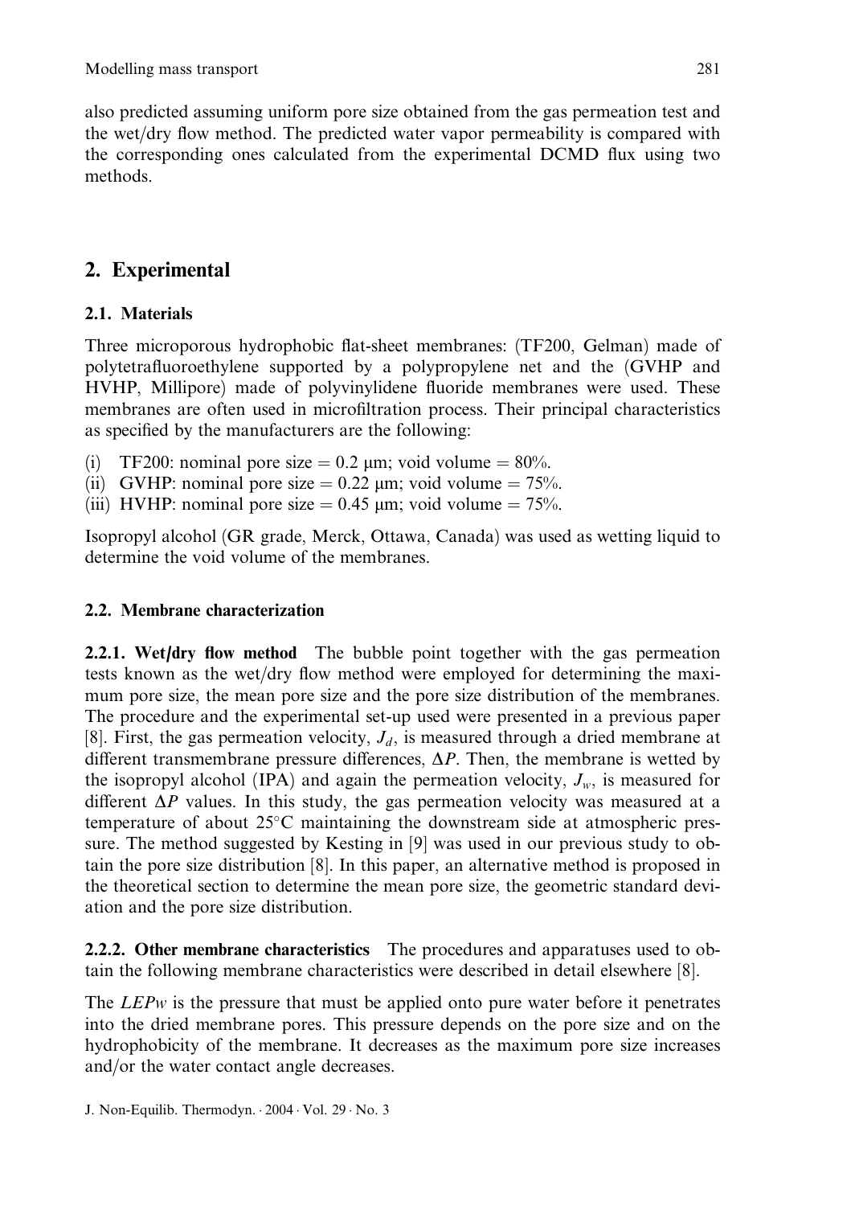also predicted assuming uniform pore size obtained from the gas permeation test and the wet/dry flow method. The predicted water vapor permeability is compared with the corresponding ones calculated from the experimental DCMD flux using two methods.

## 2. Experimental

### 2.1. Materials

Three microporous hydrophobic flat-sheet membranes: (TF200, Gelman) made of polytetrafluoroethylene supported by a polypropylene net and the (GVHP and HVHP, Millipore) made of polyvinylidene fluoride membranes were used. These membranes are often used in microfiltration process. Their principal characteristics as specified by the manufacturers are the following:

(i) TF200: nominal pore size = 0.2 μm; void volume = 80%.
(ii) GVHP: nominal pore size = 0.22 μm; void volume = 75%.
(iii) HVHP: nominal pore size = 0.45 μm; void volume = 75%.

Isopropyl alcohol (GR grade, Merck, Ottawa, Canada) was used as wetting liquid to determine the void volume of the membranes.

### 2.2. Membrane characterization

**2.2.1. Wet/dry flow method** The bubble point together with the gas permeation tests known as the wet/dry flow method were employed for determining the maximum pore size, the mean pore size and the pore size distribution of the membranes. The procedure and the experimental set-up used were presented in a previous paper [8]. First, the gas permeation velocity, $J_d$, is measured through a dried membrane at different transmembrane pressure differences, $\Delta P$. Then, the membrane is wetted by the isopropyl alcohol (IPA) and again the permeation velocity, $J_w$, is measured for different $\Delta P$ values. In this study, the gas permeation velocity was measured at a temperature of about 25°C maintaining the downstream side at atmospheric pressure. The method suggested by Kesting in [9] was used in our previous study to obtain the pore size distribution [8]. In this paper, an alternative method is proposed in the theoretical section to determine the mean pore size, the geometric standard deviation and the pore size distribution.

**2.2.2. Other membrane characteristics** The procedures and apparatuses used to obtain the following membrane characteristics were described in detail elsewhere [8].

The *LEPw* is the pressure that must be applied onto pure water before it penetrates into the dried membrane pores. This pressure depends on the pore size and on the hydrophobicity of the membrane. It decreases as the maximum pore size increases and/or the water contact angle decreases.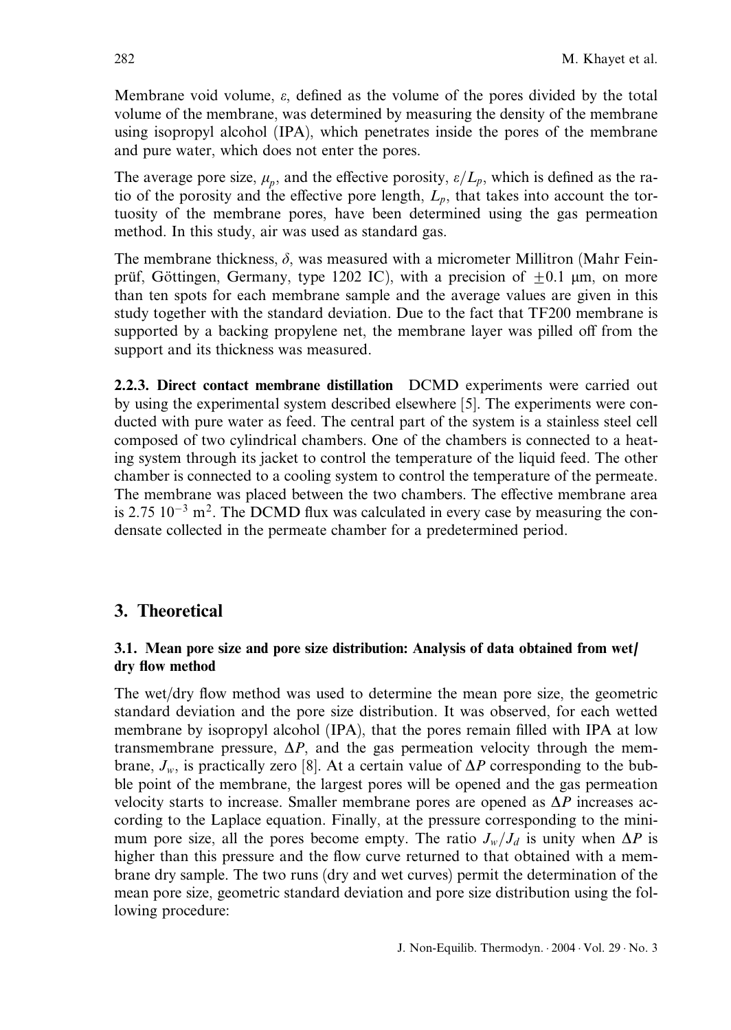Membrane void volume, $\varepsilon$, defined as the volume of the pores divided by the total volume of the membrane, was determined by measuring the density of the membrane using isopropyl alcohol (IPA), which penetrates inside the pores of the membrane and pure water, which does not enter the pores.

The average pore size, $\mu_p$, and the effective porosity, $\varepsilon/L_p$, which is defined as the ratio of the porosity and the effective pore length, $L_p$, that takes into account the tortuosity of the membrane pores, have been determined using the gas permeation method. In this study, air was used as standard gas.

The membrane thickness, $\delta$, was measured with a micrometer Millitron (Mahr Feinprüf, Göttingen, Germany, type 1202 IC), with a precision of $\pm 0.1$ μm, on more than ten spots for each membrane sample and the average values are given in this study together with the standard deviation. Due to the fact that TF200 membrane is supported by a backing propylene net, the membrane layer was pilled off from the support and its thickness was measured.

**2.2.3. Direct contact membrane distillation** DCMD experiments were carried out by using the experimental system described elsewhere [5]. The experiments were conducted with pure water as feed. The central part of the system is a stainless steel cell composed of two cylindrical chambers. One of the chambers is connected to a heating system through its jacket to control the temperature of the liquid feed. The other chamber is connected to a cooling system to control the temperature of the permeate. The membrane was placed between the two chambers. The effective membrane area is $2.75\ 10^{-3}\ \mathrm{m}^2$. The DCMD flux was calculated in every case by measuring the condensate collected in the permeate chamber for a predetermined period.

## 3. Theoretical

### 3.1. Mean pore size and pore size distribution: Analysis of data obtained from wet/dry flow method

The wet/dry flow method was used to determine the mean pore size, the geometric standard deviation and the pore size distribution. It was observed, for each wetted membrane by isopropyl alcohol (IPA), that the pores remain filled with IPA at low transmembrane pressure, $\Delta P$, and the gas permeation velocity through the membrane, $J_w$, is practically zero [8]. At a certain value of $\Delta P$ corresponding to the bubble point of the membrane, the largest pores will be opened and the gas permeation velocity starts to increase. Smaller membrane pores are opened as $\Delta P$ increases according to the Laplace equation. Finally, at the pressure corresponding to the minimum pore size, all the pores become empty. The ratio $J_w/J_d$ is unity when $\Delta P$ is higher than this pressure and the flow curve returned to that obtained with a membrane dry sample. The two runs (dry and wet curves) permit the determination of the mean pore size, geometric standard deviation and pore size distribution using the following procedure: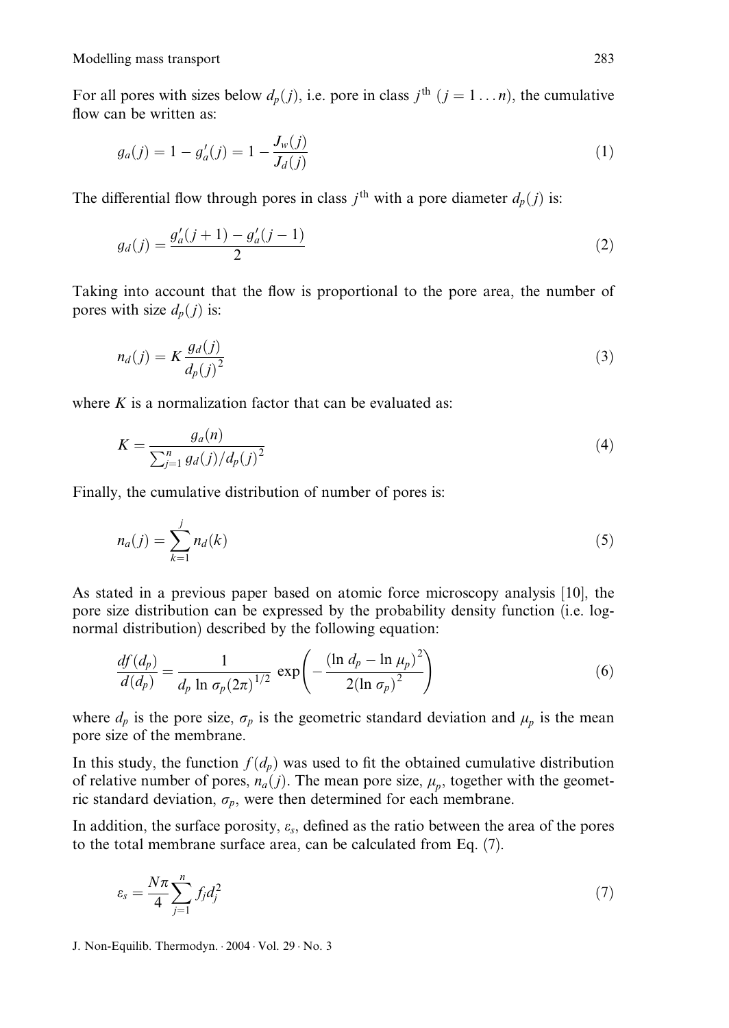For all pores with sizes below $d_p(j)$, i.e. pore in class $j^{\text{th}}$ $(j = 1 \ldots n)$, the cumulative flow can be written as:

$$g_a(j) = 1 - g_a'(j) = 1 - \frac{J_w(j)}{J_d(j)} \tag{1}$$

The differential flow through pores in class $j^{\text{th}}$ with a pore diameter $d_p(j)$ is:

$$g_d(j) = \frac{g_a'(j+1) - g_a'(j-1)}{2} \tag{2}$$

Taking into account that the flow is proportional to the pore area, the number of pores with size $d_p(j)$ is:

$$n_d(j) = K \frac{g_d(j)}{d_p(j)^2} \tag{3}$$

where $K$ is a normalization factor that can be evaluated as:

$$K = \frac{g_a(n)}{\sum_{j=1}^{n} g_d(j)/d_p(j)^2} \tag{4}$$

Finally, the cumulative distribution of number of pores is:

$$n_a(j) = \sum_{k=1}^{j} n_d(k) \tag{5}$$

As stated in a previous paper based on atomic force microscopy analysis [10], the pore size distribution can be expressed by the probability density function (i.e. log-normal distribution) described by the following equation:

$$\frac{df(d_p)}{d(d_p)} = \frac{1}{d_p \ln \sigma_p (2\pi)^{1/2}} \exp\left( -\frac{(\ln d_p - \ln \mu_p)^2}{2(\ln \sigma_p)^2} \right) \tag{6}$$

where $d_p$ is the pore size, $\sigma_p$ is the geometric standard deviation and $\mu_p$ is the mean pore size of the membrane.

In this study, the function $f(d_p)$ was used to fit the obtained cumulative distribution of relative number of pores, $n_a(j)$. The mean pore size, $\mu_p$, together with the geometric standard deviation, $\sigma_p$, were then determined for each membrane.

In addition, the surface porosity, $\varepsilon_s$, defined as the ratio between the area of the pores to the total membrane surface area, can be calculated from Eq. (7).

$$\varepsilon_s = \frac{N\pi}{4} \sum_{j=1}^{n} f_j d_j^2 \tag{7}$$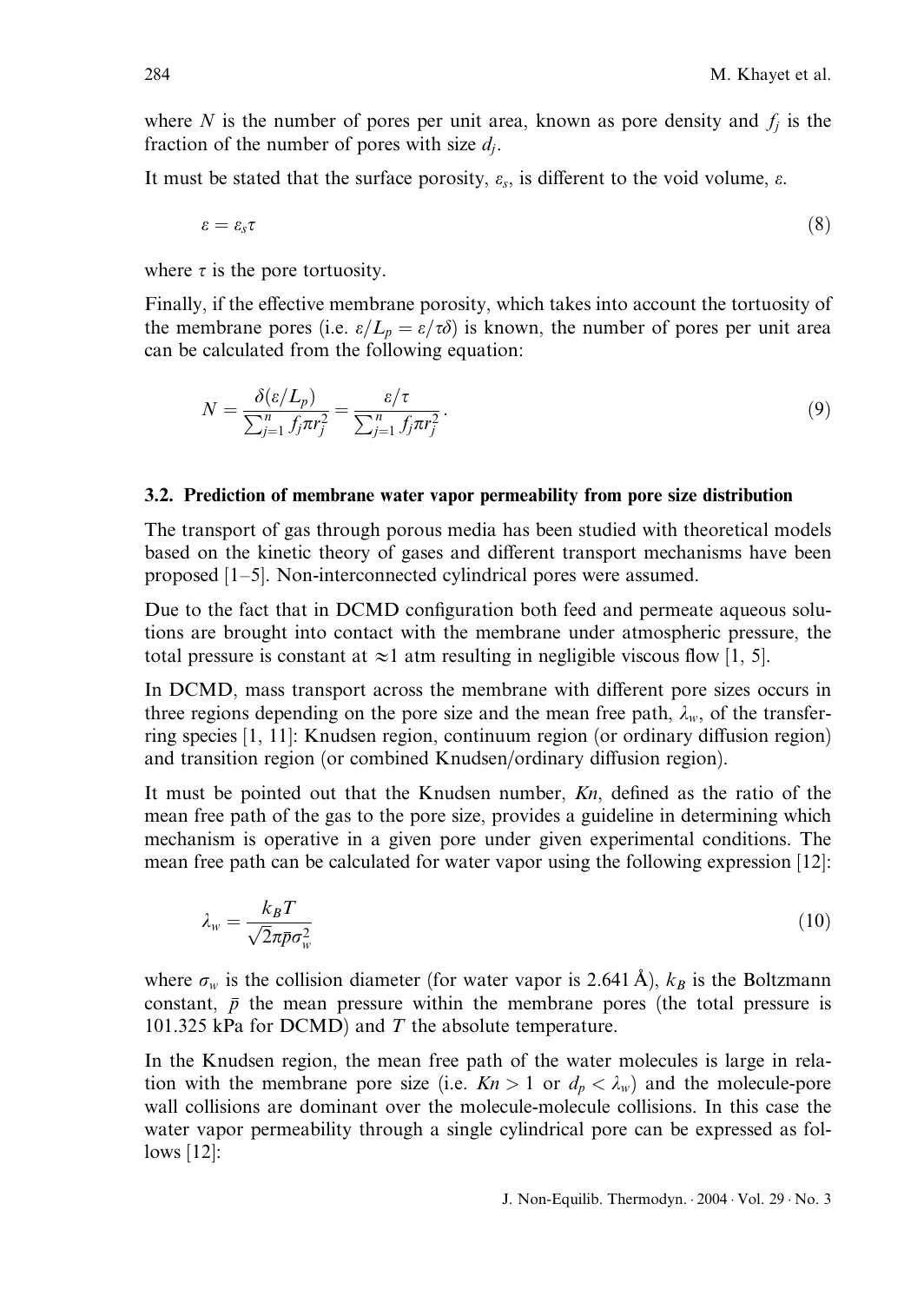where $N$ is the number of pores per unit area, known as pore density and $f_j$ is the fraction of the number of pores with size $d_j$.

It must be stated that the surface porosity, $\varepsilon_s$, is different to the void volume, $\varepsilon$.

$$\varepsilon = \varepsilon_s \tau \tag{8}$$

where $\tau$ is the pore tortuosity.

Finally, if the effective membrane porosity, which takes into account the tortuosity of the membrane pores (i.e. $\varepsilon/L_p = \varepsilon/\tau\delta$) is known, the number of pores per unit area can be calculated from the following equation:

$$N = \frac{\delta(\varepsilon/L_p)}{\sum_{j=1}^{n} f_j \pi r_j^2} = \frac{\varepsilon/\tau}{\sum_{j=1}^{n} f_j \pi r_j^2}. \tag{9}$$

### 3.2. Prediction of membrane water vapor permeability from pore size distribution

The transport of gas through porous media has been studied with theoretical models based on the kinetic theory of gases and different transport mechanisms have been proposed [1–5]. Non-interconnected cylindrical pores were assumed.

Due to the fact that in DCMD configuration both feed and permeate aqueous solutions are brought into contact with the membrane under atmospheric pressure, the total pressure is constant at $\approx$1 atm resulting in negligible viscous flow [1, 5].

In DCMD, mass transport across the membrane with different pore sizes occurs in three regions depending on the pore size and the mean free path, $\lambda_w$, of the transferring species [1, 11]: Knudsen region, continuum region (or ordinary diffusion region) and transition region (or combined Knudsen/ordinary diffusion region).

It must be pointed out that the Knudsen number, $Kn$, defined as the ratio of the mean free path of the gas to the pore size, provides a guideline in determining which mechanism is operative in a given pore under given experimental conditions. The mean free path can be calculated for water vapor using the following expression [12]:

$$\lambda_w = \frac{k_B T}{\sqrt{2}\pi \bar{p} \sigma_w^2} \tag{10}$$

where $\sigma_w$ is the collision diameter (for water vapor is 2.641 Å), $k_B$ is the Boltzmann constant, $\bar{p}$ the mean pressure within the membrane pores (the total pressure is 101.325 kPa for DCMD) and $T$ the absolute temperature.

In the Knudsen region, the mean free path of the water molecules is large in relation with the membrane pore size (i.e. $Kn > 1$ or $d_p < \lambda_w$) and the molecule-pore wall collisions are dominant over the molecule-molecule collisions. In this case the water vapor permeability through a single cylindrical pore can be expressed as follows [12]: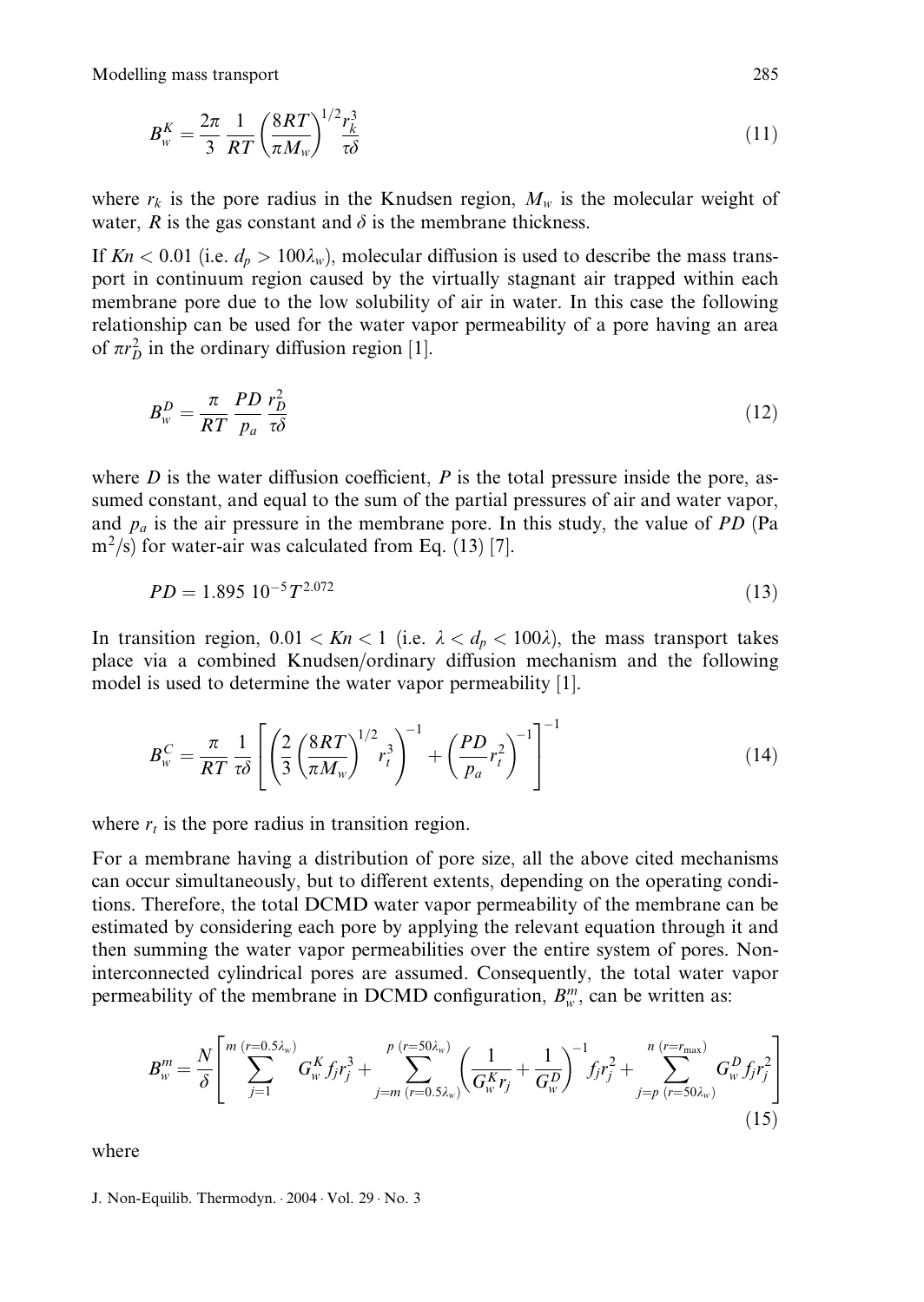$$B_w^K = \frac{2\pi}{3}\frac{1}{RT}\left(\frac{8RT}{\pi M_w}\right)^{1/2}\frac{r_k^3}{\tau\delta} \tag{11}$$

where $r_k$ is the pore radius in the Knudsen region, $M_w$ is the molecular weight of water, $R$ is the gas constant and $\delta$ is the membrane thickness.

If $Kn < 0.01$ (i.e. $d_p > 100\lambda_w$), molecular diffusion is used to describe the mass transport in continuum region caused by the virtually stagnant air trapped within each membrane pore due to the low solubility of air in water. In this case the following relationship can be used for the water vapor permeability of a pore having an area of $\pi r_D^2$ in the ordinary diffusion region [1].

$$B_w^D = \frac{\pi}{RT}\frac{PD}{p_a}\frac{r_D^2}{\tau\delta} \tag{12}$$

where $D$ is the water diffusion coefficient, $P$ is the total pressure inside the pore, assumed constant, and equal to the sum of the partial pressures of air and water vapor, and $p_a$ is the air pressure in the membrane pore. In this study, the value of $PD$ (Pa m$^2$/s) for water-air was calculated from Eq. (13) [7].

$$PD = 1.895\ 10^{-5}T^{2.072} \tag{13}$$

In transition region, $0.01 < Kn < 1$ (i.e. $\lambda < d_p < 100\lambda$), the mass transport takes place via a combined Knudsen/ordinary diffusion mechanism and the following model is used to determine the water vapor permeability [1].

$$B_w^C = \frac{\pi}{RT}\frac{1}{\tau\delta}\left[\left(\frac{2}{3}\left(\frac{8RT}{\pi M_w}\right)^{1/2}r_t^3\right)^{-1} + \left(\frac{PD}{p_a}r_t^2\right)^{-1}\right]^{-1} \tag{14}$$

where $r_t$ is the pore radius in transition region.

For a membrane having a distribution of pore size, all the above cited mechanisms can occur simultaneously, but to different extents, depending on the operating conditions. Therefore, the total DCMD water vapor permeability of the membrane can be estimated by considering each pore by applying the relevant equation through it and then summing the water vapor permeabilities over the entire system of pores. Non-interconnected cylindrical pores are assumed. Consequently, the total water vapor permeability of the membrane in DCMD configuration, $B_w^m$, can be written as:

$$B_w^m = \frac{N}{\delta}\left[\sum_{j=1}^{m\ (r=0.5\lambda_w)} G_w^K f_j r_j^3 + \sum_{j=m\ (r=0.5\lambda_w)}^{p\ (r=50\lambda_w)}\left(\frac{1}{G_w^K r_j} + \frac{1}{G_w^D}\right)^{-1} f_j r_j^2 + \sum_{j=p\ (r=50\lambda_w)}^{n\ (r=r_{\max})} G_w^D f_j r_j^2\right] \tag{15}$$

where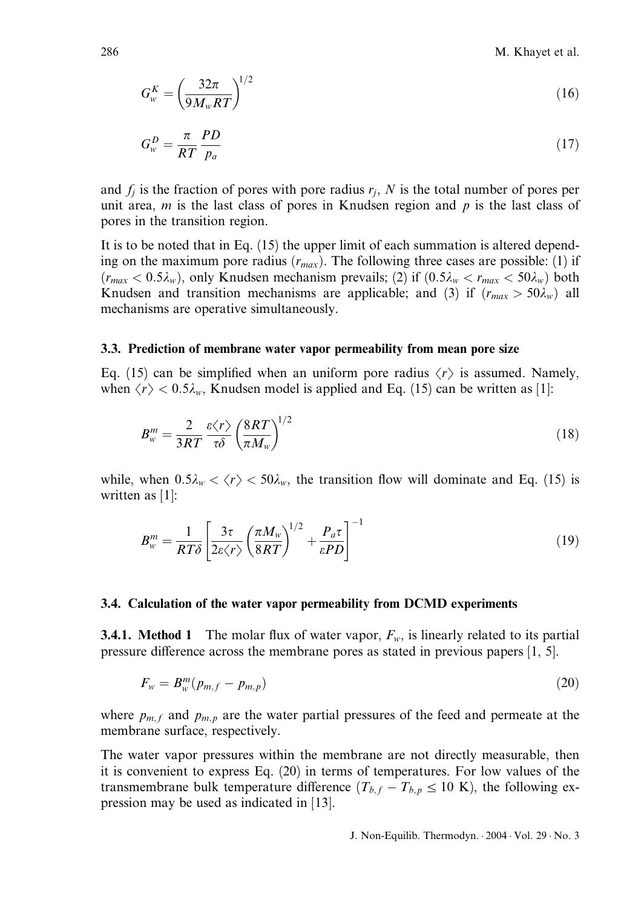$$G_w^K = \left(\frac{32\pi}{9M_wRT}\right)^{1/2} \tag{16}$$

$$G_w^D = \frac{\pi}{RT}\frac{PD}{p_a} \tag{17}$$

and $f_j$ is the fraction of pores with pore radius $r_j$, $N$ is the total number of pores per unit area, $m$ is the last class of pores in Knudsen region and $p$ is the last class of pores in the transition region.

It is to be noted that in Eq. (15) the upper limit of each summation is altered depending on the maximum pore radius ($r_{max}$). The following three cases are possible: (1) if ($r_{max} < 0.5\lambda_w$), only Knudsen mechanism prevails; (2) if ($0.5\lambda_w < r_{max} < 50\lambda_w$) both Knudsen and transition mechanisms are applicable; and (3) if ($r_{max} > 50\lambda_w$) all mechanisms are operative simultaneously.

### 3.3. Prediction of membrane water vapor permeability from mean pore size

Eq. (15) can be simplified when an uniform pore radius $\langle r \rangle$ is assumed. Namely, when $\langle r \rangle < 0.5\lambda_w$, Knudsen model is applied and Eq. (15) can be written as [1]:

$$B_w^m = \frac{2}{3RT}\frac{\varepsilon\langle r \rangle}{\tau\delta}\left(\frac{8RT}{\pi M_w}\right)^{1/2} \tag{18}$$

while, when $0.5\lambda_w < \langle r \rangle < 50\lambda_w$, the transition flow will dominate and Eq. (15) is written as [1]:

$$B_w^m = \frac{1}{RT\delta}\left[\frac{3\tau}{2\varepsilon\langle r \rangle}\left(\frac{\pi M_w}{8RT}\right)^{1/2} + \frac{P_a\tau}{\varepsilon PD}\right]^{-1} \tag{19}$$

### 3.4. Calculation of the water vapor permeability from DCMD experiments

**3.4.1. Method 1** The molar flux of water vapor, $F_w$, is linearly related to its partial pressure difference across the membrane pores as stated in previous papers [1, 5].

$$F_w = B_w^m(p_{m,f} - p_{m,p}) \tag{20}$$

where $p_{m,f}$ and $p_{m,p}$ are the water partial pressures of the feed and permeate at the membrane surface, respectively.

The water vapor pressures within the membrane are not directly measurable, then it is convenient to express Eq. (20) in terms of temperatures. For low values of the transmembrane bulk temperature difference ($T_{b,f} - T_{b,p} \leq 10$ K), the following expression may be used as indicated in [13].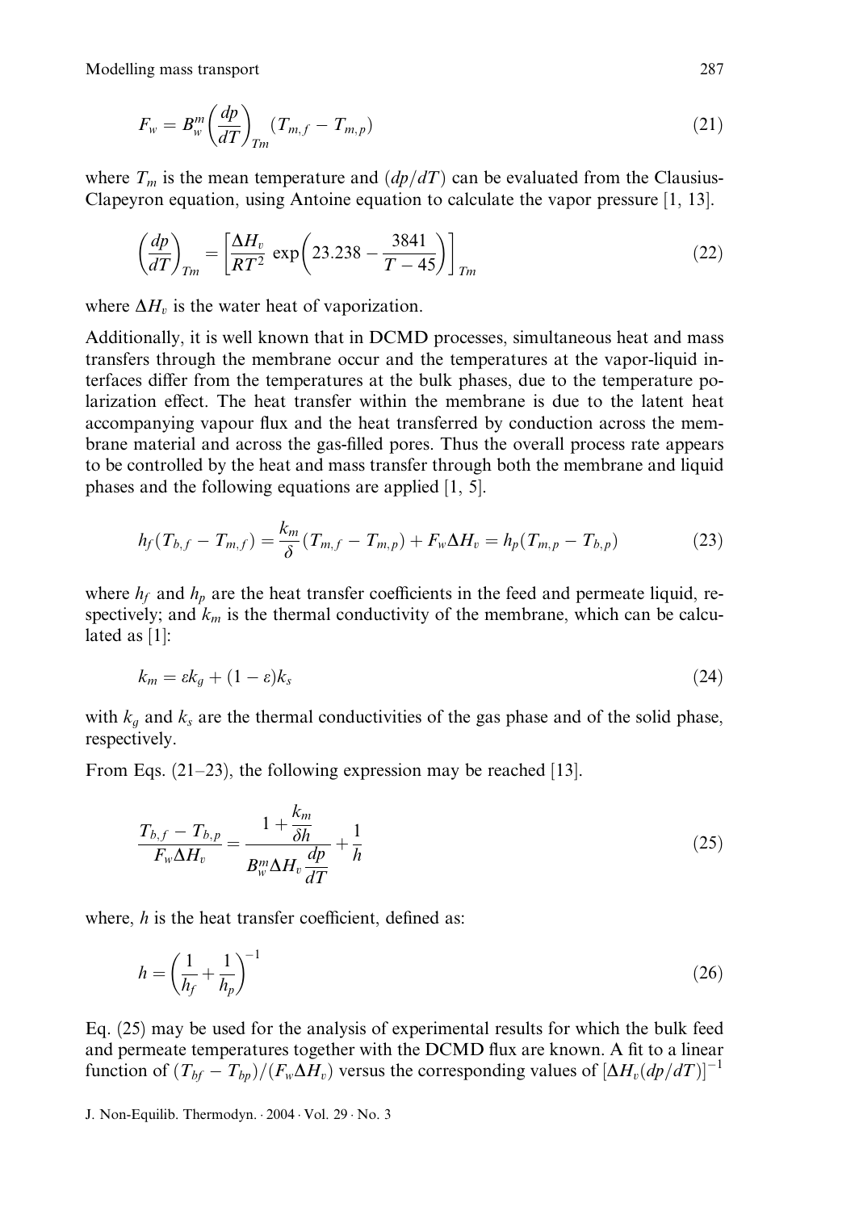$$F_w = B_w^m \left(\frac{dp}{dT}\right)_{Tm} (T_{m,f} - T_{m,p}) \tag{21}$$

where $T_m$ is the mean temperature and $(dp/dT)$ can be evaluated from the Clausius-Clapeyron equation, using Antoine equation to calculate the vapor pressure [1, 13].

$$\left(\frac{dp}{dT}\right)_{Tm} = \left[\frac{\Delta H_v}{RT^2} \exp\left(23.238 - \frac{3841}{T - 45}\right)\right]_{Tm} \tag{22}$$

where $\Delta H_v$ is the water heat of vaporization.

Additionally, it is well known that in DCMD processes, simultaneous heat and mass transfers through the membrane occur and the temperatures at the vapor-liquid interfaces differ from the temperatures at the bulk phases, due to the temperature polarization effect. The heat transfer within the membrane is due to the latent heat accompanying vapour flux and the heat transferred by conduction across the membrane material and across the gas-filled pores. Thus the overall process rate appears to be controlled by the heat and mass transfer through both the membrane and liquid phases and the following equations are applied [1, 5].

$$h_f(T_{b,f} - T_{m,f}) = \frac{k_m}{\delta}(T_{m,f} - T_{m,p}) + F_w \Delta H_v = h_p(T_{m,p} - T_{b,p}) \tag{23}$$

where $h_f$ and $h_p$ are the heat transfer coefficients in the feed and permeate liquid, respectively; and $k_m$ is the thermal conductivity of the membrane, which can be calculated as [1]:

$$k_m = \varepsilon k_g + (1 - \varepsilon) k_s \tag{24}$$

with $k_g$ and $k_s$ are the thermal conductivities of the gas phase and of the solid phase, respectively.

From Eqs. (21–23), the following expression may be reached [13].

$$\frac{T_{b,f} - T_{b,p}}{F_w \Delta H_v} = \frac{1 + \dfrac{k_m}{\delta h}}{B_w^m \Delta H_v \dfrac{dp}{dT}} + \frac{1}{h} \tag{25}$$

where, $h$ is the heat transfer coefficient, defined as:

$$h = \left(\frac{1}{h_f} + \frac{1}{h_p}\right)^{-1} \tag{26}$$

Eq. (25) may be used for the analysis of experimental results for which the bulk feed and permeate temperatures together with the DCMD flux are known. A fit to a linear function of $(T_{bf} - T_{bp})/(F_w \Delta H_v)$ versus the corresponding values of $[\Delta H_v(dp/dT)]^{-1}$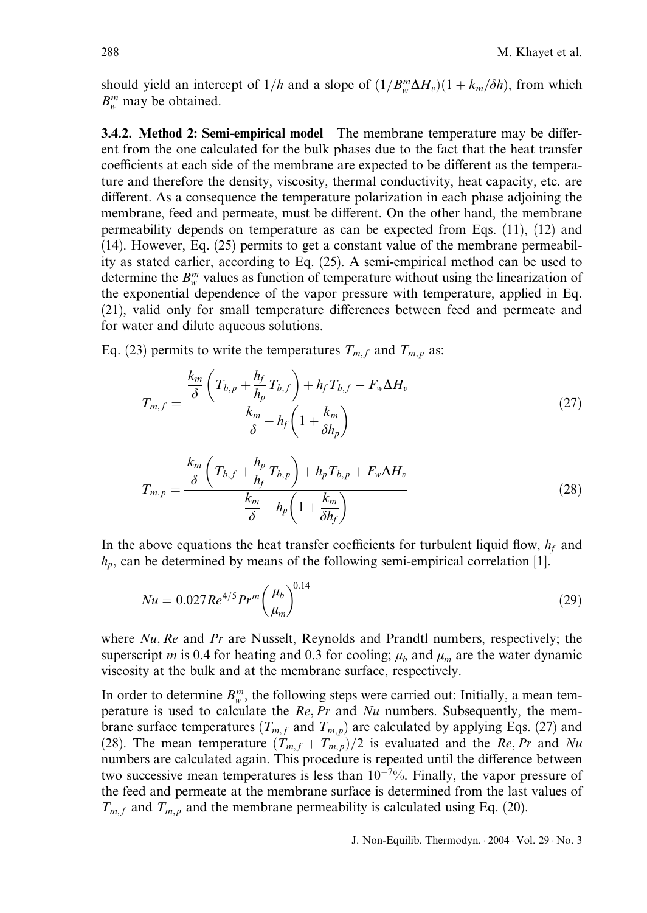should yield an intercept of $1/h$ and a slope of $(1/B_w^m \Delta H_v)(1 + k_m/\delta h)$, from which $B_w^m$ may be obtained.

**3.4.2. Method 2: Semi-empirical model** The membrane temperature may be different from the one calculated for the bulk phases due to the fact that the heat transfer coefficients at each side of the membrane are expected to be different as the temperature and therefore the density, viscosity, thermal conductivity, heat capacity, etc. are different. As a consequence the temperature polarization in each phase adjoining the membrane, feed and permeate, must be different. On the other hand, the membrane permeability depends on temperature as can be expected from Eqs. (11), (12) and (14). However, Eq. (25) permits to get a constant value of the membrane permeability as stated earlier, according to Eq. (25). A semi-empirical method can be used to determine the $B_w^m$ values as function of temperature without using the linearization of the exponential dependence of the vapor pressure with temperature, applied in Eq. (21), valid only for small temperature differences between feed and permeate and for water and dilute aqueous solutions.

Eq. (23) permits to write the temperatures $T_{m,f}$ and $T_{m,p}$ as:

$$T_{m,f} = \frac{\dfrac{k_m}{\delta}\left(T_{b,p} + \dfrac{h_f}{h_p}T_{b,f}\right) + h_f T_{b,f} - F_w \Delta H_v}{\dfrac{k_m}{\delta} + h_f\left(1 + \dfrac{k_m}{\delta h_p}\right)} \tag{27}$$

$$T_{m,p} = \frac{\dfrac{k_m}{\delta}\left(T_{b,f} + \dfrac{h_p}{h_f}T_{b,p}\right) + h_p T_{b,p} + F_w \Delta H_v}{\dfrac{k_m}{\delta} + h_p\left(1 + \dfrac{k_m}{\delta h_f}\right)} \tag{28}$$

In the above equations the heat transfer coefficients for turbulent liquid flow, $h_f$ and $h_p$, can be determined by means of the following semi-empirical correlation [1].

$$Nu = 0.027 Re^{4/5} Pr^m \left(\frac{\mu_b}{\mu_m}\right)^{0.14} \tag{29}$$

where $Nu$, $Re$ and $Pr$ are Nusselt, Reynolds and Prandtl numbers, respectively; the superscript $m$ is 0.4 for heating and 0.3 for cooling; $\mu_b$ and $\mu_m$ are the water dynamic viscosity at the bulk and at the membrane surface, respectively.

In order to determine $B_w^m$, the following steps were carried out: Initially, a mean temperature is used to calculate the $Re$, $Pr$ and $Nu$ numbers. Subsequently, the membrane surface temperatures ($T_{m,f}$ and $T_{m,p}$) are calculated by applying Eqs. (27) and (28). The mean temperature $(T_{m,f} + T_{m,p})/2$ is evaluated and the $Re$, $Pr$ and $Nu$ numbers are calculated again. This procedure is repeated until the difference between two successive mean temperatures is less than $10^{-7}\%$. Finally, the vapor pressure of the feed and permeate at the membrane surface is determined from the last values of $T_{m,f}$ and $T_{m,p}$ and the membrane permeability is calculated using Eq. (20).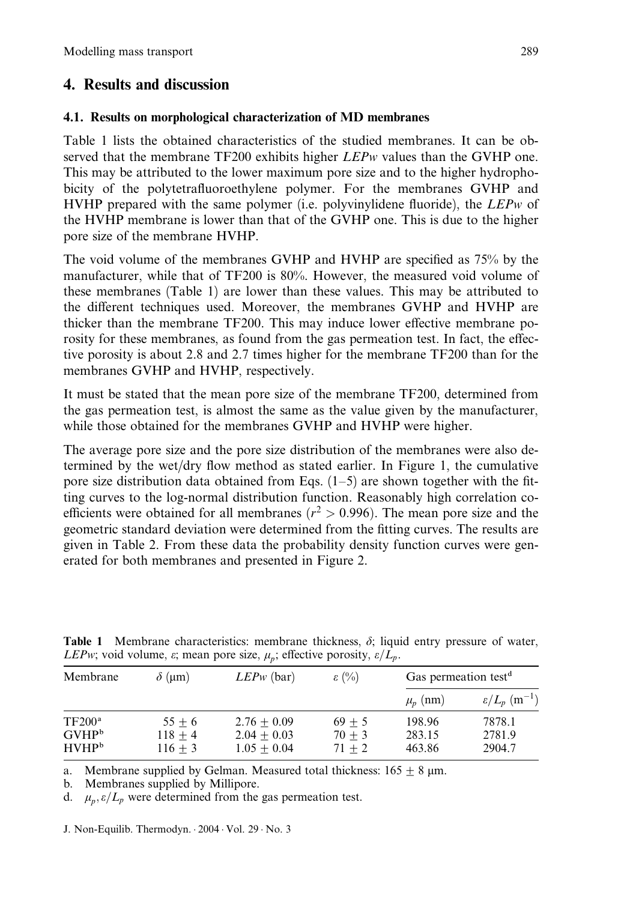## 4. Results and discussion

### 4.1. Results on morphological characterization of MD membranes

Table 1 lists the obtained characteristics of the studied membranes. It can be observed that the membrane TF200 exhibits higher *LEPw* values than the GVHP one. This may be attributed to the lower maximum pore size and to the higher hydrophobicity of the polytetrafluoroethylene polymer. For the membranes GVHP and HVHP prepared with the same polymer (i.e. polyvinylidene fluoride), the *LEPw* of the HVHP membrane is lower than that of the GVHP one. This is due to the higher pore size of the membrane HVHP.

The void volume of the membranes GVHP and HVHP are specified as 75% by the manufacturer, while that of TF200 is 80%. However, the measured void volume of these membranes (Table 1) are lower than these values. This may be attributed to the different techniques used. Moreover, the membranes GVHP and HVHP are thicker than the membrane TF200. This may induce lower effective membrane porosity for these membranes, as found from the gas permeation test. In fact, the effective porosity is about 2.8 and 2.7 times higher for the membrane TF200 than for the membranes GVHP and HVHP, respectively.

It must be stated that the mean pore size of the membrane TF200, determined from the gas permeation test, is almost the same as the value given by the manufacturer, while those obtained for the membranes GVHP and HVHP were higher.

The average pore size and the pore size distribution of the membranes were also determined by the wet/dry flow method as stated earlier. In Figure 1, the cumulative pore size distribution data obtained from Eqs. (1–5) are shown together with the fitting curves to the log-normal distribution function. Reasonably high correlation coefficients were obtained for all membranes ($r^2 > 0.996$). The mean pore size and the geometric standard deviation were determined from the fitting curves. The results are given in Table 2. From these data the probability density function curves were generated for both membranes and presented in Figure 2.

**Table 1** Membrane characteristics: membrane thickness, $\delta$; liquid entry pressure of water, *LEPw*; void volume, $\varepsilon$; mean pore size, $\mu_p$; effective porosity, $\varepsilon/L_p$.

| Membrane | $\delta$ (μm) | *LEPw* (bar) | $\varepsilon$ (%) | Gas permeation test[d] | |
|---|---|---|---|---|---|
| | | | | $\mu_p$ (nm) | $\varepsilon/L_p$ ($m^{-1}$) |
| TF200[a] | $55 \pm 6$ | $2.76 \pm 0.09$ | $69 \pm 5$ | 198.96 | 7878.1 |
| GVHP[b] | $118 \pm 4$ | $2.04 \pm 0.03$ | $70 \pm 3$ | 283.15 | 2781.9 |
| HVHP[b] | $116 \pm 3$ | $1.05 \pm 0.04$ | $71 \pm 2$ | 463.86 | 2904.7 |

a. Membrane supplied by Gelman. Measured total thickness: $165 \pm 8$ μm.
b. Membranes supplied by Millipore.
d. $\mu_p, \varepsilon/L_p$ were determined from the gas permeation test.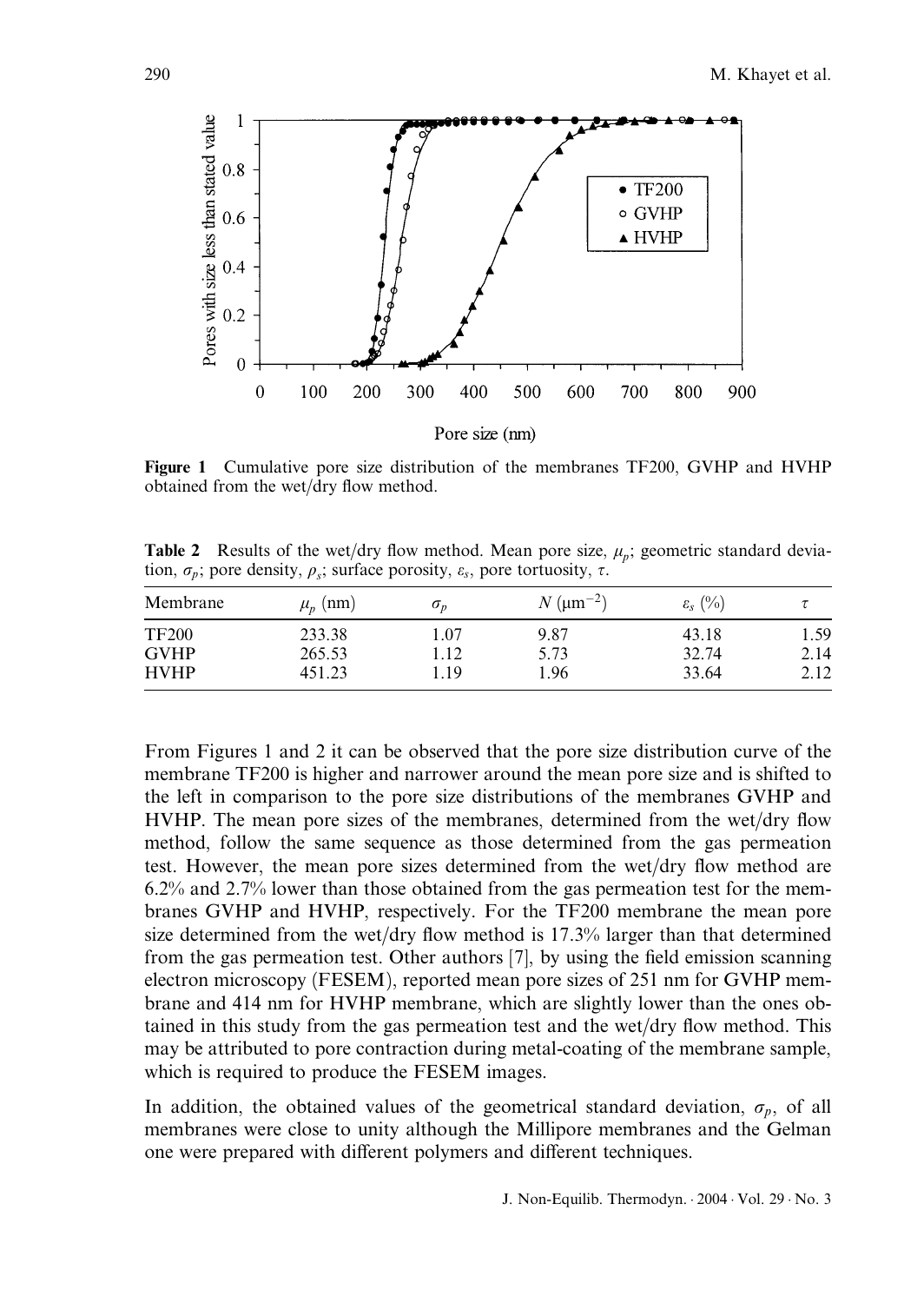**Figure 1** Cumulative pore size distribution of the membranes TF200, GVHP and HVHP obtained from the wet/dry flow method.

**Table 2** Results of the wet/dry flow method. Mean pore size, $\mu_p$; geometric standard deviation, $\sigma_p$; pore density, $\rho_s$; surface porosity, $\varepsilon_s$, pore tortuosity, $\tau$.

| Membrane | $\mu_p$ (nm) | $\sigma_p$ | $N$ ($\mu m^{-2}$) | $\varepsilon_s$ (%) | $\tau$ |
|---|---|---|---|---|---|
| TF200 | 233.38 | 1.07 | 9.87 | 43.18 | 1.59 |
| GVHP | 265.53 | 1.12 | 5.73 | 32.74 | 2.14 |
| HVHP | 451.23 | 1.19 | 1.96 | 33.64 | 2.12 |

From Figures 1 and 2 it can be observed that the pore size distribution curve of the membrane TF200 is higher and narrower around the mean pore size and is shifted to the left in comparison to the pore size distributions of the membranes GVHP and HVHP. The mean pore sizes of the membranes, determined from the wet/dry flow method, follow the same sequence as those determined from the gas permeation test. However, the mean pore sizes determined from the wet/dry flow method are 6.2% and 2.7% lower than those obtained from the gas permeation test for the membranes GVHP and HVHP, respectively. For the TF200 membrane the mean pore size determined from the wet/dry flow method is 17.3% larger than that determined from the gas permeation test. Other authors [7], by using the field emission scanning electron microscopy (FESEM), reported mean pore sizes of 251 nm for GVHP membrane and 414 nm for HVHP membrane, which are slightly lower than the ones obtained in this study from the gas permeation test and the wet/dry flow method. This may be attributed to pore contraction during metal-coating of the membrane sample, which is required to produce the FESEM images.

In addition, the obtained values of the geometrical standard deviation, $\sigma_p$, of all membranes were close to unity although the Millipore membranes and the Gelman one were prepared with different polymers and different techniques.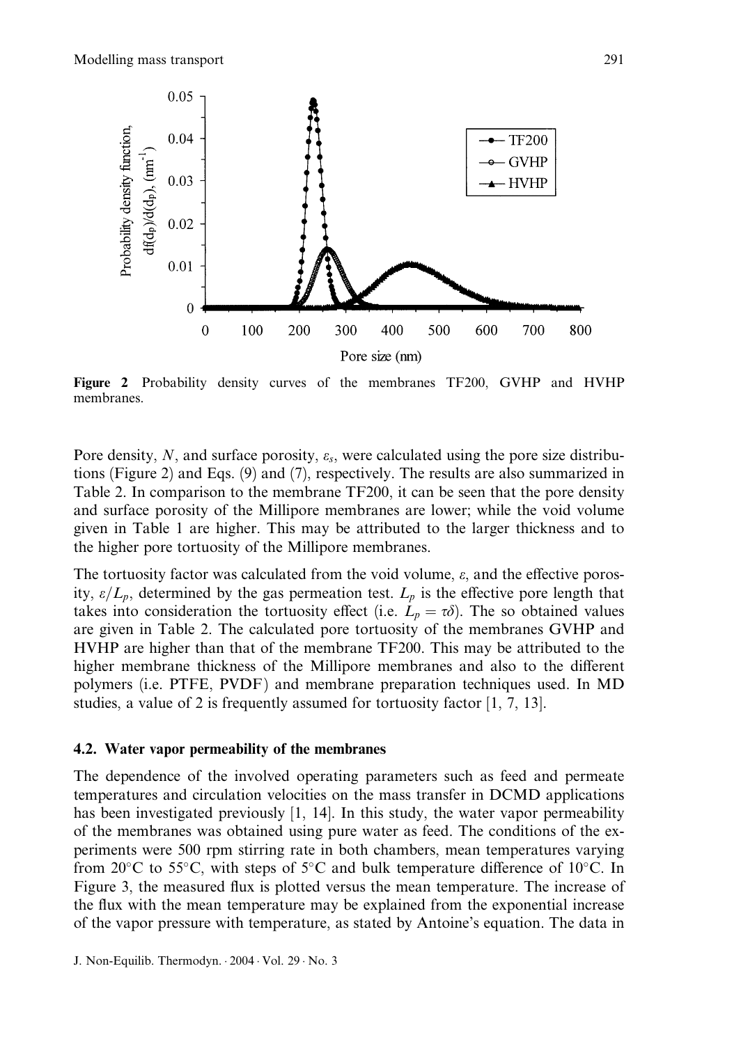Figure 2 Probability density curves of the membranes TF200, GVHP and HVHP membranes.

Pore density, $N$, and surface porosity, $\varepsilon_s$, were calculated using the pore size distributions (Figure 2) and Eqs. (9) and (7), respectively. The results are also summarized in Table 2. In comparison to the membrane TF200, it can be seen that the pore density and surface porosity of the Millipore membranes are lower; while the void volume given in Table 1 are higher. This may be attributed to the larger thickness and to the higher pore tortuosity of the Millipore membranes.

The tortuosity factor was calculated from the void volume, $\varepsilon$, and the effective porosity, $\varepsilon/L_p$, determined by the gas permeation test. $L_p$ is the effective pore length that takes into consideration the tortuosity effect (i.e. $L_p = \tau\delta$). The so obtained values are given in Table 2. The calculated pore tortuosity of the membranes GVHP and HVHP are higher than that of the membrane TF200. This may be attributed to the higher membrane thickness of the Millipore membranes and also to the different polymers (i.e. PTFE, PVDF) and membrane preparation techniques used. In MD studies, a value of 2 is frequently assumed for tortuosity factor [1, 7, 13].

### 4.2. Water vapor permeability of the membranes

The dependence of the involved operating parameters such as feed and permeate temperatures and circulation velocities on the mass transfer in DCMD applications has been investigated previously [1, 14]. In this study, the water vapor permeability of the membranes was obtained using pure water as feed. The conditions of the experiments were 500 rpm stirring rate in both chambers, mean temperatures varying from 20°C to 55°C, with steps of 5°C and bulk temperature difference of 10°C. In Figure 3, the measured flux is plotted versus the mean temperature. The increase of the flux with the mean temperature may be explained from the exponential increase of the vapor pressure with temperature, as stated by Antoine's equation. The data in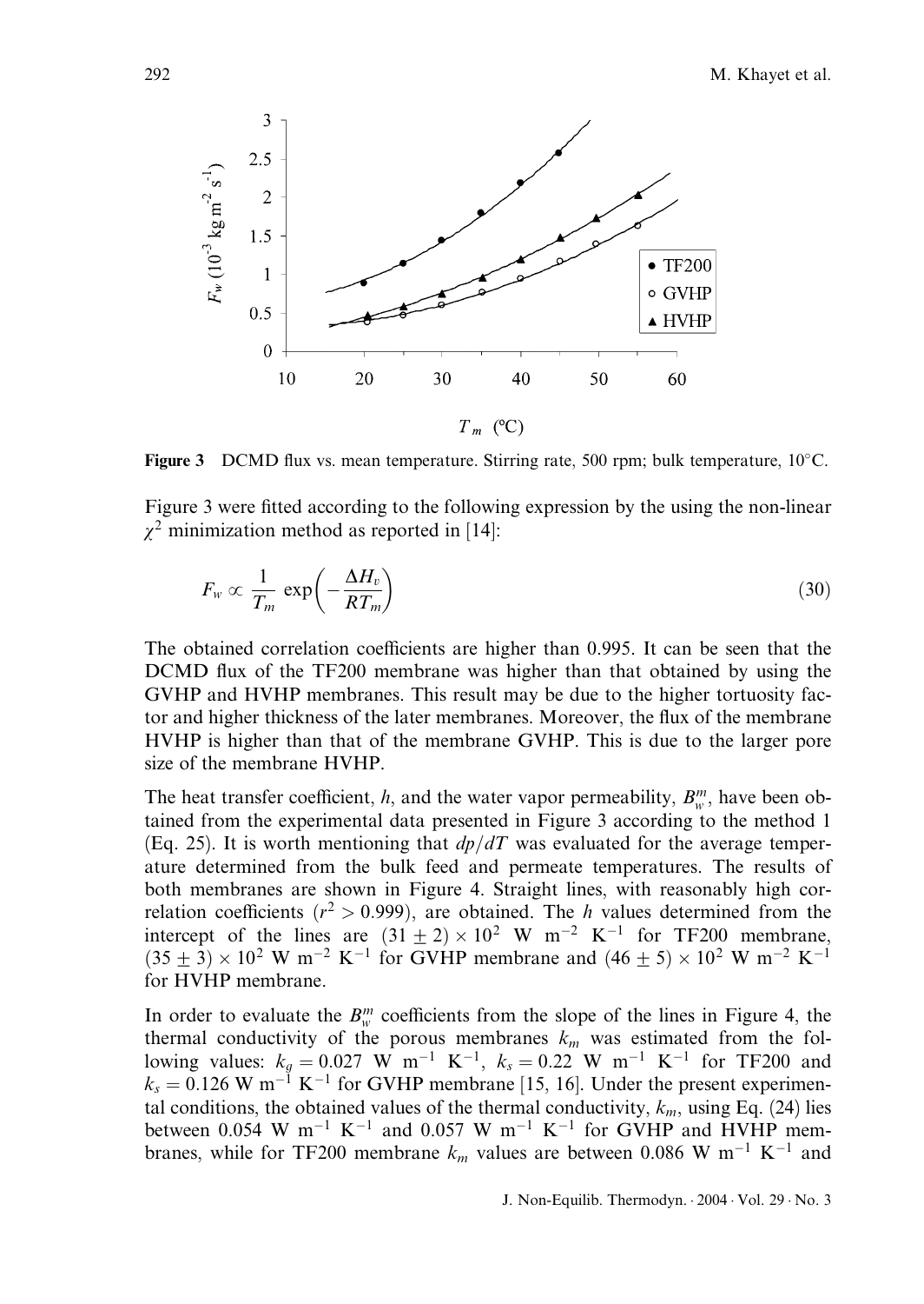**Figure 3** DCMD flux vs. mean temperature. Stirring rate, 500 rpm; bulk temperature, 10°C.

Figure 3 were fitted according to the following expression by the using the non-linear $\chi^2$ minimization method as reported in [14]:

$$F_w \propto \frac{1}{T_m} \exp\left(-\frac{\Delta H_v}{RT_m}\right) \tag{30}$$

The obtained correlation coefficients are higher than 0.995. It can be seen that the DCMD flux of the TF200 membrane was higher than that obtained by using the GVHP and HVHP membranes. This result may be due to the higher tortuosity factor and higher thickness of the later membranes. Moreover, the flux of the membrane HVHP is higher than that of the membrane GVHP. This is due to the larger pore size of the membrane HVHP.

The heat transfer coefficient, $h$, and the water vapor permeability, $B_w^m$, have been obtained from the experimental data presented in Figure 3 according to the method 1 (Eq. 25). It is worth mentioning that $dp/dT$ was evaluated for the average temperature determined from the bulk feed and permeate temperatures. The results of both membranes are shown in Figure 4. Straight lines, with reasonably high correlation coefficients ($r^2 > 0.999$), are obtained. The $h$ values determined from the intercept of the lines are $(31 \pm 2) \times 10^2$ W m$^{-2}$ K$^{-1}$ for TF200 membrane, $(35 \pm 3) \times 10^2$ W m$^{-2}$ K$^{-1}$ for GVHP membrane and $(46 \pm 5) \times 10^2$ W m$^{-2}$ K$^{-1}$ for HVHP membrane.

In order to evaluate the $B_w^m$ coefficients from the slope of the lines in Figure 4, the thermal conductivity of the porous membranes $k_m$ was estimated from the following values: $k_g = 0.027$ W m$^{-1}$ K$^{-1}$, $k_s = 0.22$ W m$^{-1}$ K$^{-1}$ for TF200 and $k_s = 0.126$ W m$^{-1}$ K$^{-1}$ for GVHP membrane [15, 16]. Under the present experimental conditions, the obtained values of the thermal conductivity, $k_m$, using Eq. (24) lies between 0.054 W m$^{-1}$ K$^{-1}$ and 0.057 W m$^{-1}$ K$^{-1}$ for GVHP and HVHP membranes, while for TF200 membrane $k_m$ values are between 0.086 W m$^{-1}$ K$^{-1}$ and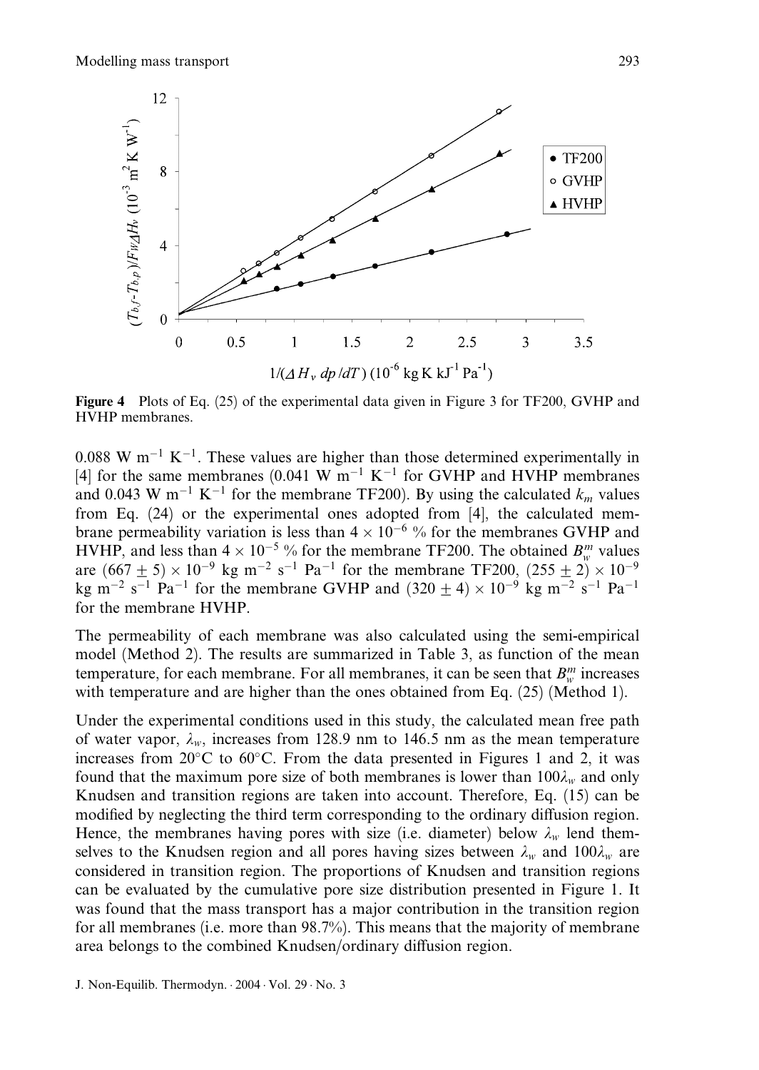**Figure 4** Plots of Eq. (25) of the experimental data given in Figure 3 for TF200, GVHP and HVHP membranes.

0.088 W $m^{-1}$ $K^{-1}$. These values are higher than those determined experimentally in [4] for the same membranes (0.041 W $m^{-1}$ $K^{-1}$ for GVHP and HVHP membranes and 0.043 W $m^{-1}$ $K^{-1}$ for the membrane TF200). By using the calculated $k_m$ values from Eq. (24) or the experimental ones adopted from [4], the calculated membrane permeability variation is less than $4 \times 10^{-6}$ % for the membranes GVHP and HVHP, and less than $4 \times 10^{-5}$ % for the membrane TF200. The obtained $B_w^m$ values are $(667 \pm 5) \times 10^{-9}$ kg $m^{-2}$ $s^{-1}$ $Pa^{-1}$ for the membrane TF200, $(255 \pm 2) \times 10^{-9}$ kg $m^{-2}$ $s^{-1}$ $Pa^{-1}$ for the membrane GVHP and $(320 \pm 4) \times 10^{-9}$ kg $m^{-2}$ $s^{-1}$ $Pa^{-1}$ for the membrane HVHP.

The permeability of each membrane was also calculated using the semi-empirical model (Method 2). The results are summarized in Table 3, as function of the mean temperature, for each membrane. For all membranes, it can be seen that $B_w^m$ increases with temperature and are higher than the ones obtained from Eq. (25) (Method 1).

Under the experimental conditions used in this study, the calculated mean free path of water vapor, $\lambda_w$, increases from 128.9 nm to 146.5 nm as the mean temperature increases from 20°C to 60°C. From the data presented in Figures 1 and 2, it was found that the maximum pore size of both membranes is lower than $100\lambda_w$ and only Knudsen and transition regions are taken into account. Therefore, Eq. (15) can be modified by neglecting the third term corresponding to the ordinary diffusion region. Hence, the membranes having pores with size (i.e. diameter) below $\lambda_w$ lend themselves to the Knudsen region and all pores having sizes between $\lambda_w$ and $100\lambda_w$ are considered in transition region. The proportions of Knudsen and transition regions can be evaluated by the cumulative pore size distribution presented in Figure 1. It was found that the mass transport has a major contribution in the transition region for all membranes (i.e. more than 98.7%). This means that the majority of membrane area belongs to the combined Knudsen/ordinary diffusion region.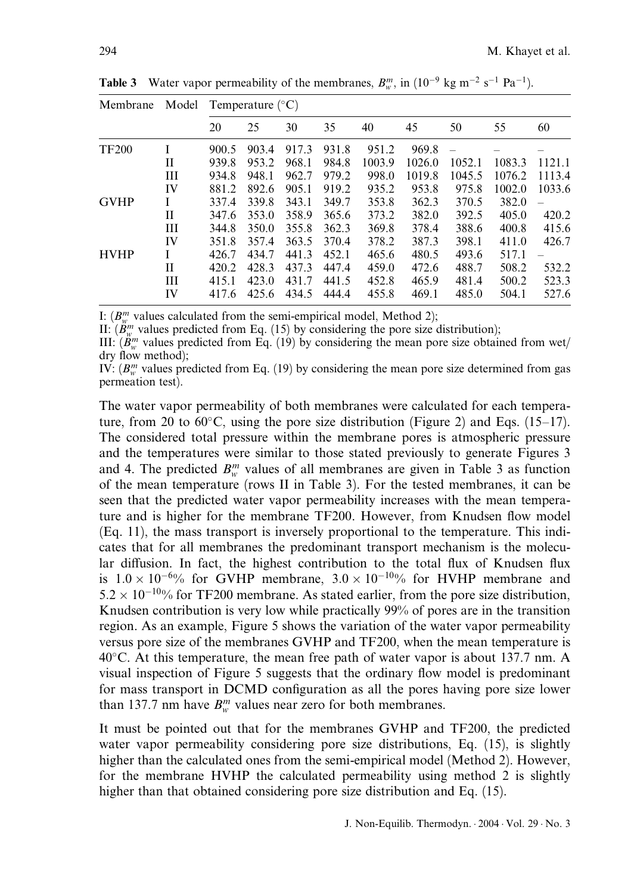**Table 3** Water vapor permeability of the membranes, $B_w^m$, in ($10^{-9}$ kg m$^{-2}$ s$^{-1}$ Pa$^{-1}$).

| Membrane | Model | Temperature (°C) | | | | | | | | |
|---|---|---|---|---|---|---|---|---|---|---|
| | | 20 | 25 | 30 | 35 | 40 | 45 | 50 | 55 | 60 |
| TF200 | I | 900.5 | 903.4 | 917.3 | 931.8 | 951.2 | 969.8 | – | – | – |
| | II | 939.8 | 953.2 | 968.1 | 984.8 | 1003.9 | 1026.0 | 1052.1 | 1083.3 | 1121.1 |
| | III | 934.8 | 948.1 | 962.7 | 979.2 | 998.0 | 1019.8 | 1045.5 | 1076.2 | 1113.4 |
| | IV | 881.2 | 892.6 | 905.1 | 919.2 | 935.2 | 953.8 | 975.8 | 1002.0 | 1033.6 |
| GVHP | I | 337.4 | 339.8 | 343.1 | 349.7 | 353.8 | 362.3 | 370.5 | 382.0 | – |
| | II | 347.6 | 353.0 | 358.9 | 365.6 | 373.2 | 382.0 | 392.5 | 405.0 | 420.2 |
| | III | 344.8 | 350.0 | 355.8 | 362.3 | 369.8 | 378.4 | 388.6 | 400.8 | 415.6 |
| | IV | 351.8 | 357.4 | 363.5 | 370.4 | 378.2 | 387.3 | 398.1 | 411.0 | 426.7 |
| HVHP | I | 426.7 | 434.7 | 441.3 | 452.1 | 465.6 | 480.5 | 493.6 | 517.1 | – |
| | II | 420.2 | 428.3 | 437.3 | 447.4 | 459.0 | 472.6 | 488.7 | 508.2 | 532.2 |
| | III | 415.1 | 423.0 | 431.7 | 441.5 | 452.8 | 465.9 | 481.4 | 500.2 | 523.3 |
| | IV | 417.6 | 425.6 | 434.5 | 444.4 | 455.8 | 469.1 | 485.0 | 504.1 | 527.6 |

I: ($B_w^m$ values calculated from the semi-empirical model, Method 2);
II: ($B_w^m$ values predicted from Eq. (15) by considering the pore size distribution);
III: ($B_w^m$ values predicted from Eq. (19) by considering the mean pore size obtained from wet/dry flow method);
IV: ($B_w^m$ values predicted from Eq. (19) by considering the mean pore size determined from gas permeation test).

The water vapor permeability of both membranes were calculated for each temperature, from 20 to 60°C, using the pore size distribution (Figure 2) and Eqs. (15–17). The considered total pressure within the membrane pores is atmospheric pressure and the temperatures were similar to those stated previously to generate Figures 3 and 4. The predicted $B_w^m$ values of all membranes are given in Table 3 as function of the mean temperature (rows II in Table 3). For the tested membranes, it can be seen that the predicted water vapor permeability increases with the mean temperature and is higher for the membrane TF200. However, from Knudsen flow model (Eq. 11), the mass transport is inversely proportional to the temperature. This indicates that for all membranes the predominant transport mechanism is the molecular diffusion. In fact, the highest contribution to the total flux of Knudsen flux is $1.0 \times 10^{-6}$% for GVHP membrane, $3.0 \times 10^{-10}$% for HVHP membrane and $5.2 \times 10^{-10}$% for TF200 membrane. As stated earlier, from the pore size distribution, Knudsen contribution is very low while practically 99% of pores are in the transition region. As an example, Figure 5 shows the variation of the water vapor permeability versus pore size of the membranes GVHP and TF200, when the mean temperature is 40°C. At this temperature, the mean free path of water vapor is about 137.7 nm. A visual inspection of Figure 5 suggests that the ordinary flow model is predominant for mass transport in DCMD configuration as all the pores having pore size lower than 137.7 nm have $B_w^m$ values near zero for both membranes.

It must be pointed out that for the membranes GVHP and TF200, the predicted water vapor permeability considering pore size distributions, Eq. (15), is slightly higher than the calculated ones from the semi-empirical model (Method 2). However, for the membrane HVHP the calculated permeability using method 2 is slightly higher than that obtained considering pore size distribution and Eq. (15).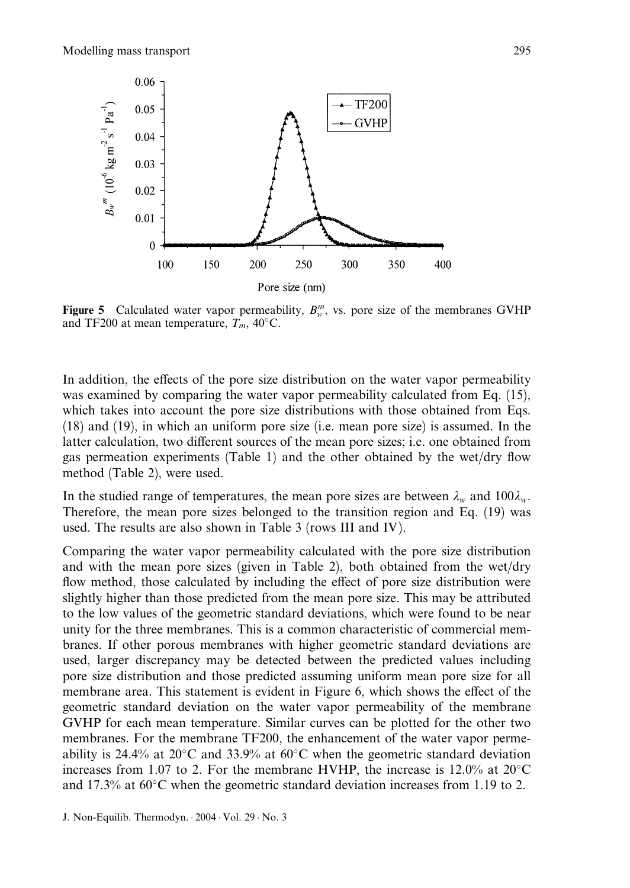**Figure 5** Calculated water vapor permeability, $B_w^m$, vs. pore size of the membranes GVHP and TF200 at mean temperature, $T_m$, 40°C.

In addition, the effects of the pore size distribution on the water vapor permeability was examined by comparing the water vapor permeability calculated from Eq. (15), which takes into account the pore size distributions with those obtained from Eqs. (18) and (19), in which an uniform pore size (i.e. mean pore size) is assumed. In the latter calculation, two different sources of the mean pore sizes; i.e. one obtained from gas permeation experiments (Table 1) and the other obtained by the wet/dry flow method (Table 2), were used.

In the studied range of temperatures, the mean pore sizes are between $\lambda_w$ and $100\lambda_w$. Therefore, the mean pore sizes belonged to the transition region and Eq. (19) was used. The results are also shown in Table 3 (rows III and IV).

Comparing the water vapor permeability calculated with the pore size distribution and with the mean pore sizes (given in Table 2), both obtained from the wet/dry flow method, those calculated by including the effect of pore size distribution were slightly higher than those predicted from the mean pore size. This may be attributed to the low values of the geometric standard deviations, which were found to be near unity for the three membranes. This is a common characteristic of commercial membranes. If other porous membranes with higher geometric standard deviations are used, larger discrepancy may be detected between the predicted values including pore size distribution and those predicted assuming uniform mean pore size for all membrane area. This statement is evident in Figure 6, which shows the effect of the geometric standard deviation on the water vapor permeability of the membrane GVHP for each mean temperature. Similar curves can be plotted for the other two membranes. For the membrane TF200, the enhancement of the water vapor permeability is 24.4% at 20°C and 33.9% at 60°C when the geometric standard deviation increases from 1.07 to 2. For the membrane HVHP, the increase is 12.0% at 20°C and 17.3% at 60°C when the geometric standard deviation increases from 1.19 to 2.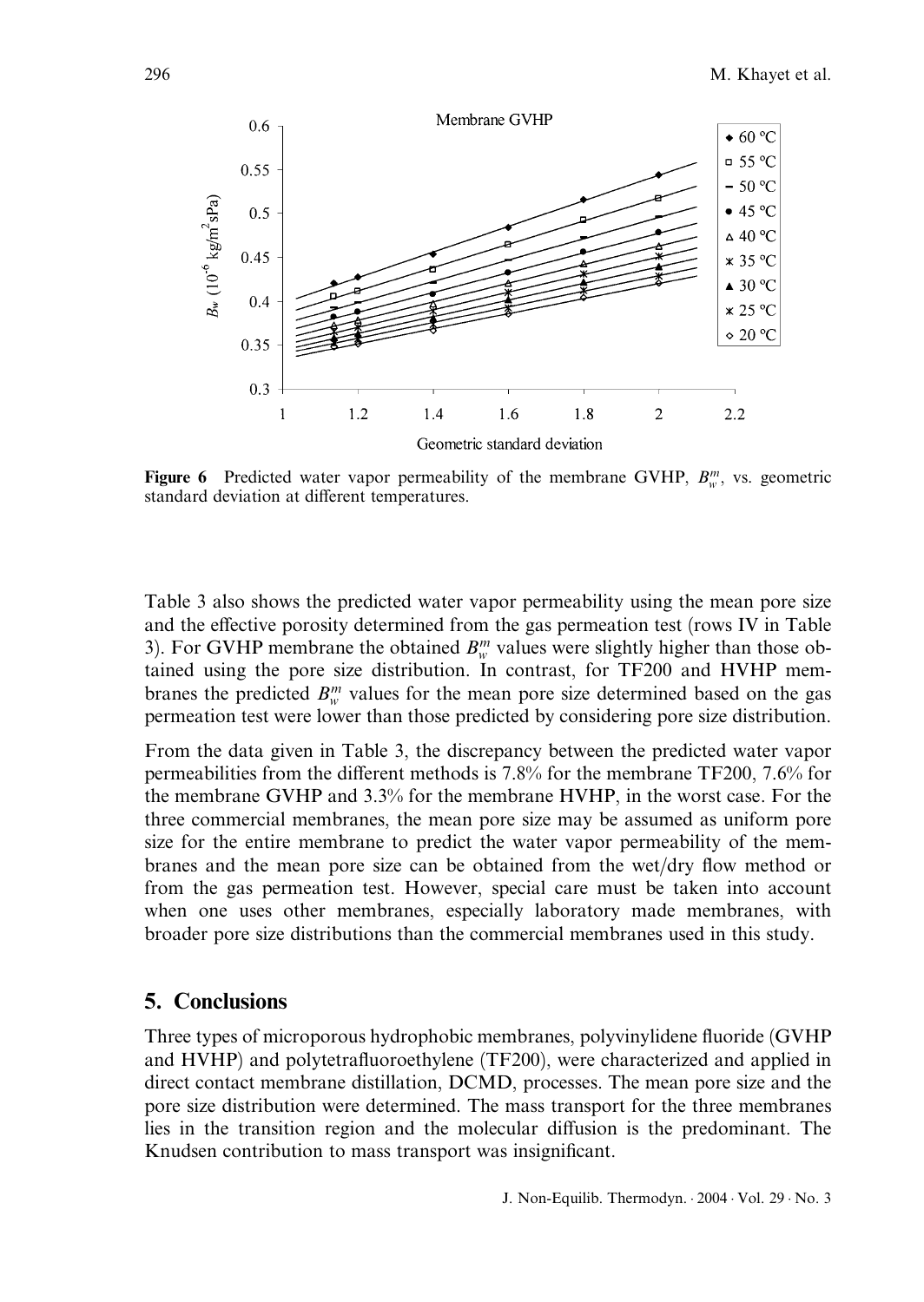**Figure 6** Predicted water vapor permeability of the membrane GVHP, $B_w^m$, vs. geometric standard deviation at different temperatures.

Table 3 also shows the predicted water vapor permeability using the mean pore size and the effective porosity determined from the gas permeation test (rows IV in Table 3). For GVHP membrane the obtained $B_w^m$ values were slightly higher than those obtained using the pore size distribution. In contrast, for TF200 and HVHP membranes the predicted $B_w^m$ values for the mean pore size determined based on the gas permeation test were lower than those predicted by considering pore size distribution.

From the data given in Table 3, the discrepancy between the predicted water vapor permeabilities from the different methods is 7.8% for the membrane TF200, 7.6% for the membrane GVHP and 3.3% for the membrane HVHP, in the worst case. For the three commercial membranes, the mean pore size may be assumed as uniform pore size for the entire membrane to predict the water vapor permeability of the membranes and the mean pore size can be obtained from the wet/dry flow method or from the gas permeation test. However, special care must be taken into account when one uses other membranes, especially laboratory made membranes, with broader pore size distributions than the commercial membranes used in this study.

## 5. Conclusions

Three types of microporous hydrophobic membranes, polyvinylidene fluoride (GVHP and HVHP) and polytetrafluoroethylene (TF200), were characterized and applied in direct contact membrane distillation, DCMD, processes. The mean pore size and the pore size distribution were determined. The mass transport for the three membranes lies in the transition region and the molecular diffusion is the predominant. The Knudsen contribution to mass transport was insignificant.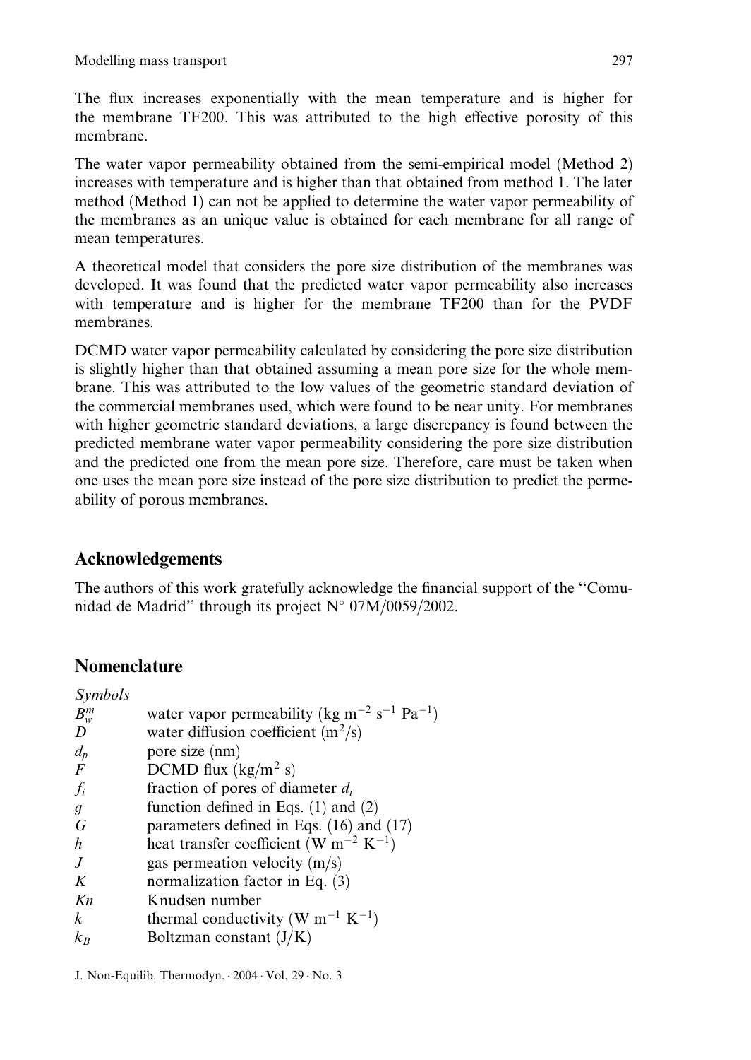The flux increases exponentially with the mean temperature and is higher for the membrane TF200. This was attributed to the high effective porosity of this membrane.

The water vapor permeability obtained from the semi-empirical model (Method 2) increases with temperature and is higher than that obtained from method 1. The later method (Method 1) can not be applied to determine the water vapor permeability of the membranes as an unique value is obtained for each membrane for all range of mean temperatures.

A theoretical model that considers the pore size distribution of the membranes was developed. It was found that the predicted water vapor permeability also increases with temperature and is higher for the membrane TF200 than for the PVDF membranes.

DCMD water vapor permeability calculated by considering the pore size distribution is slightly higher than that obtained assuming a mean pore size for the whole membrane. This was attributed to the low values of the geometric standard deviation of the commercial membranes used, which were found to be near unity. For membranes with higher geometric standard deviations, a large discrepancy is found between the predicted membrane water vapor permeability considering the pore size distribution and the predicted one from the mean pore size. Therefore, care must be taken when one uses the mean pore size instead of the pore size distribution to predict the permeability of porous membranes.

## Acknowledgements

The authors of this work gratefully acknowledge the financial support of the "Comunidad de Madrid" through its project N° 07M/0059/2002.

## Nomenclature

*Symbols*

| | |
|---|---|
| $B_w^m$ | water vapor permeability (kg m$^{-2}$ s$^{-1}$ Pa$^{-1}$) |
| $D$ | water diffusion coefficient (m$^2$/s) |
| $d_p$ | pore size (nm) |
| $F$ | DCMD flux (kg/m$^2$ s) |
| $f_i$ | fraction of pores of diameter $d_i$ |
| $g$ | function defined in Eqs. (1) and (2) |
| $G$ | parameters defined in Eqs. (16) and (17) |
| $h$ | heat transfer coefficient (W m$^{-2}$ K$^{-1}$) |
| $J$ | gas permeation velocity (m/s) |
| $K$ | normalization factor in Eq. (3) |
| $Kn$ | Knudsen number |
| $k$ | thermal conductivity (W m$^{-1}$ K$^{-1}$) |
| $k_B$ | Boltzman constant (J/K) |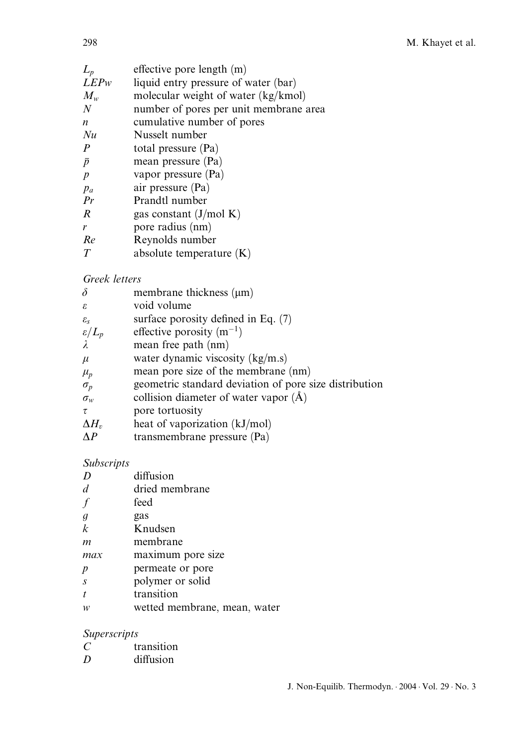| | |
|---|---|
| $L_p$ | effective pore length (m) |
| $LEPw$ | liquid entry pressure of water (bar) |
| $M_w$ | molecular weight of water (kg/kmol) |
| $N$ | number of pores per unit membrane area |
| $n$ | cumulative number of pores |
| $Nu$ | Nusselt number |
| $P$ | total pressure (Pa) |
| $\bar{p}$ | mean pressure (Pa) |
| $p$ | vapor pressure (Pa) |
| $p_a$ | air pressure (Pa) |
| $Pr$ | Prandtl number |
| $R$ | gas constant (J/mol K) |
| $r$ | pore radius (nm) |
| $Re$ | Reynolds number |
| $T$ | absolute temperature (K) |

*Greek letters*

| | |
|---|---|
| $\delta$ | membrane thickness (μm) |
| $\varepsilon$ | void volume |
| $\varepsilon_s$ | surface porosity defined in Eq. (7) |
| $\varepsilon/L_p$ | effective porosity ($m^{-1}$) |
| $\lambda$ | mean free path (nm) |
| $\mu$ | water dynamic viscosity (kg/m.s) |
| $\mu_p$ | mean pore size of the membrane (nm) |
| $\sigma_p$ | geometric standard deviation of pore size distribution |
| $\sigma_w$ | collision diameter of water vapor (Å) |
| $\tau$ | pore tortuosity |
| $\Delta H_v$ | heat of vaporization (kJ/mol) |
| $\Delta P$ | transmembrane pressure (Pa) |

*Subscripts*

| | |
|---|---|
| $D$ | diffusion |
| $d$ | dried membrane |
| $f$ | feed |
| $g$ | gas |
| $k$ | Knudsen |
| $m$ | membrane |
| $max$ | maximum pore size |
| $p$ | permeate or pore |
| $s$ | polymer or solid |
| $t$ | transition |
| $w$ | wetted membrane, mean, water |

*Superscripts*

| | |
|---|---|
| $C$ | transition |
| $D$ | diffusion |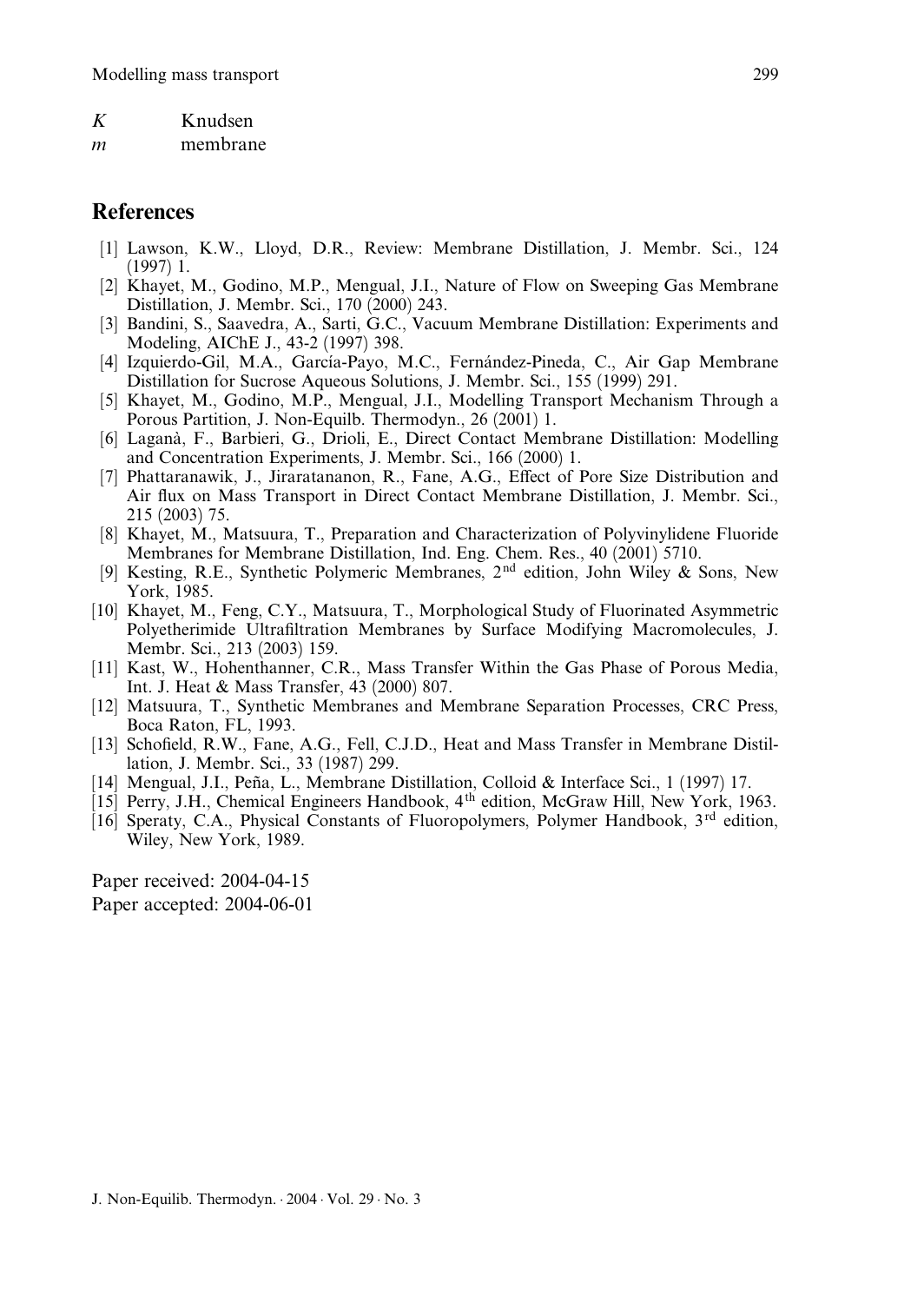$K$ Knudsen

$m$ membrane

## References

[1] Lawson, K.W., Lloyd, D.R., Review: Membrane Distillation, J. Membr. Sci., 124 (1997) 1.

[2] Khayet, M., Godino, M.P., Mengual, J.I., Nature of Flow on Sweeping Gas Membrane Distillation, J. Membr. Sci., 170 (2000) 243.

[3] Bandini, S., Saavedra, A., Sarti, G.C., Vacuum Membrane Distillation: Experiments and Modeling, AIChE J., 43-2 (1997) 398.

[4] Izquierdo-Gil, M.A., García-Payo, M.C., Fernández-Pineda, C., Air Gap Membrane Distillation for Sucrose Aqueous Solutions, J. Membr. Sci., 155 (1999) 291.

[5] Khayet, M., Godino, M.P., Mengual, J.I., Modelling Transport Mechanism Through a Porous Partition, J. Non-Equilb. Thermodyn., 26 (2001) 1.

[6] Laganà, F., Barbieri, G., Drioli, E., Direct Contact Membrane Distillation: Modelling and Concentration Experiments, J. Membr. Sci., 166 (2000) 1.

[7] Phattaranawik, J., Jiraratananon, R., Fane, A.G., Effect of Pore Size Distribution and Air flux on Mass Transport in Direct Contact Membrane Distillation, J. Membr. Sci., 215 (2003) 75.

[8] Khayet, M., Matsuura, T., Preparation and Characterization of Polyvinylidene Fluoride Membranes for Membrane Distillation, Ind. Eng. Chem. Res., 40 (2001) 5710.

[9] Kesting, R.E., Synthetic Polymeric Membranes, 2nd edition, John Wiley & Sons, New York, 1985.

[10] Khayet, M., Feng, C.Y., Matsuura, T., Morphological Study of Fluorinated Asymmetric Polyetherimide Ultrafiltration Membranes by Surface Modifying Macromolecules, J. Membr. Sci., 213 (2003) 159.

[11] Kast, W., Hohenthanner, C.R., Mass Transfer Within the Gas Phase of Porous Media, Int. J. Heat & Mass Transfer, 43 (2000) 807.

[12] Matsuura, T., Synthetic Membranes and Membrane Separation Processes, CRC Press, Boca Raton, FL, 1993.

[13] Schofield, R.W., Fane, A.G., Fell, C.J.D., Heat and Mass Transfer in Membrane Distillation, J. Membr. Sci., 33 (1987) 299.

[14] Mengual, J.I., Peña, L., Membrane Distillation, Colloid & Interface Sci., 1 (1997) 17.

[15] Perry, J.H., Chemical Engineers Handbook, 4th edition, McGraw Hill, New York, 1963.

[16] Speraty, C.A., Physical Constants of Fluoropolymers, Polymer Handbook, 3rd edition, Wiley, New York, 1989.

Paper received: 2004-04-15
Paper accepted: 2004-06-01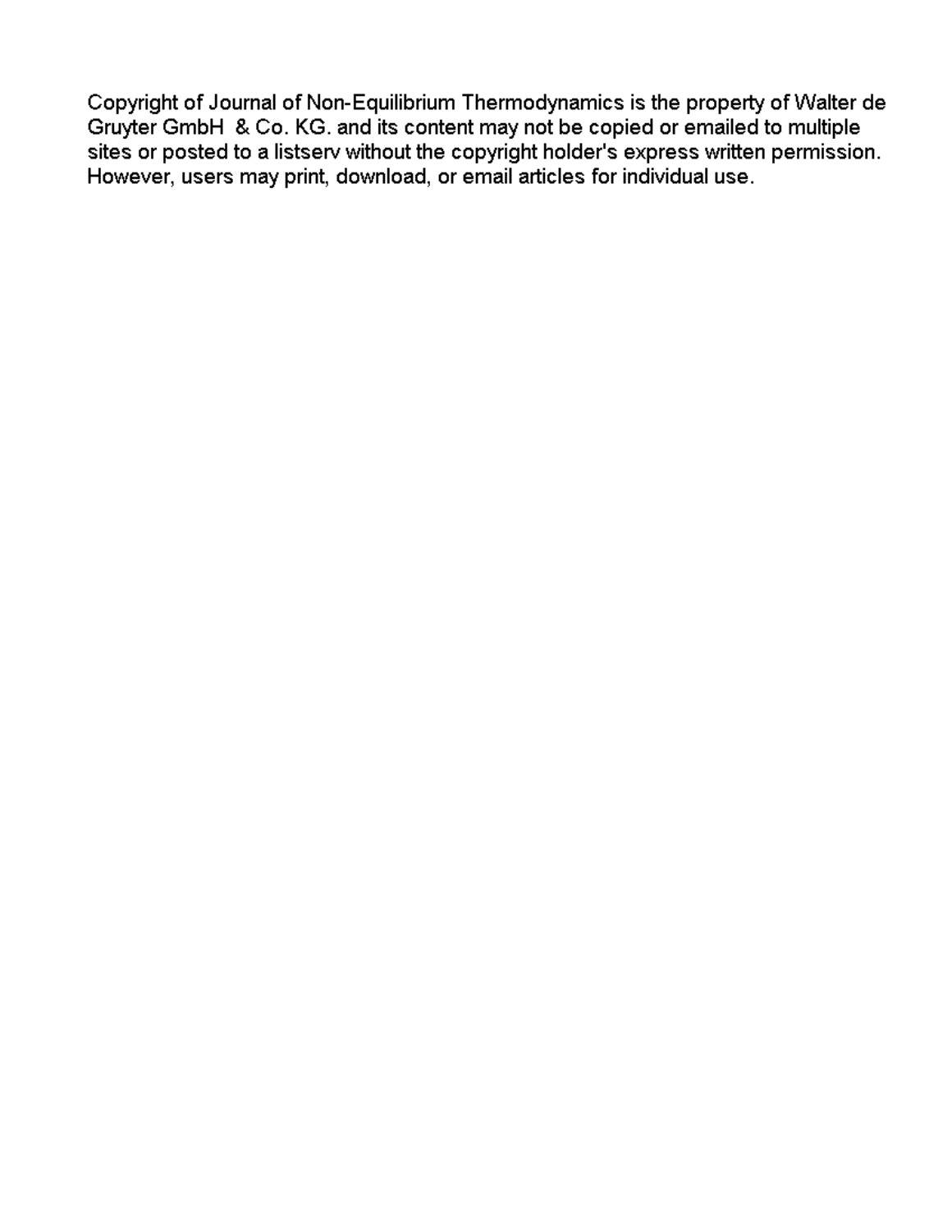Copyright of Journal of Non-Equilibrium Thermodynamics is the property of Walter de Gruyter GmbH & Co. KG. and its content may not be copied or emailed to multiple sites or posted to a listserv without the copyright holder's express written permission. However, users may print, download, or email articles for individual use.